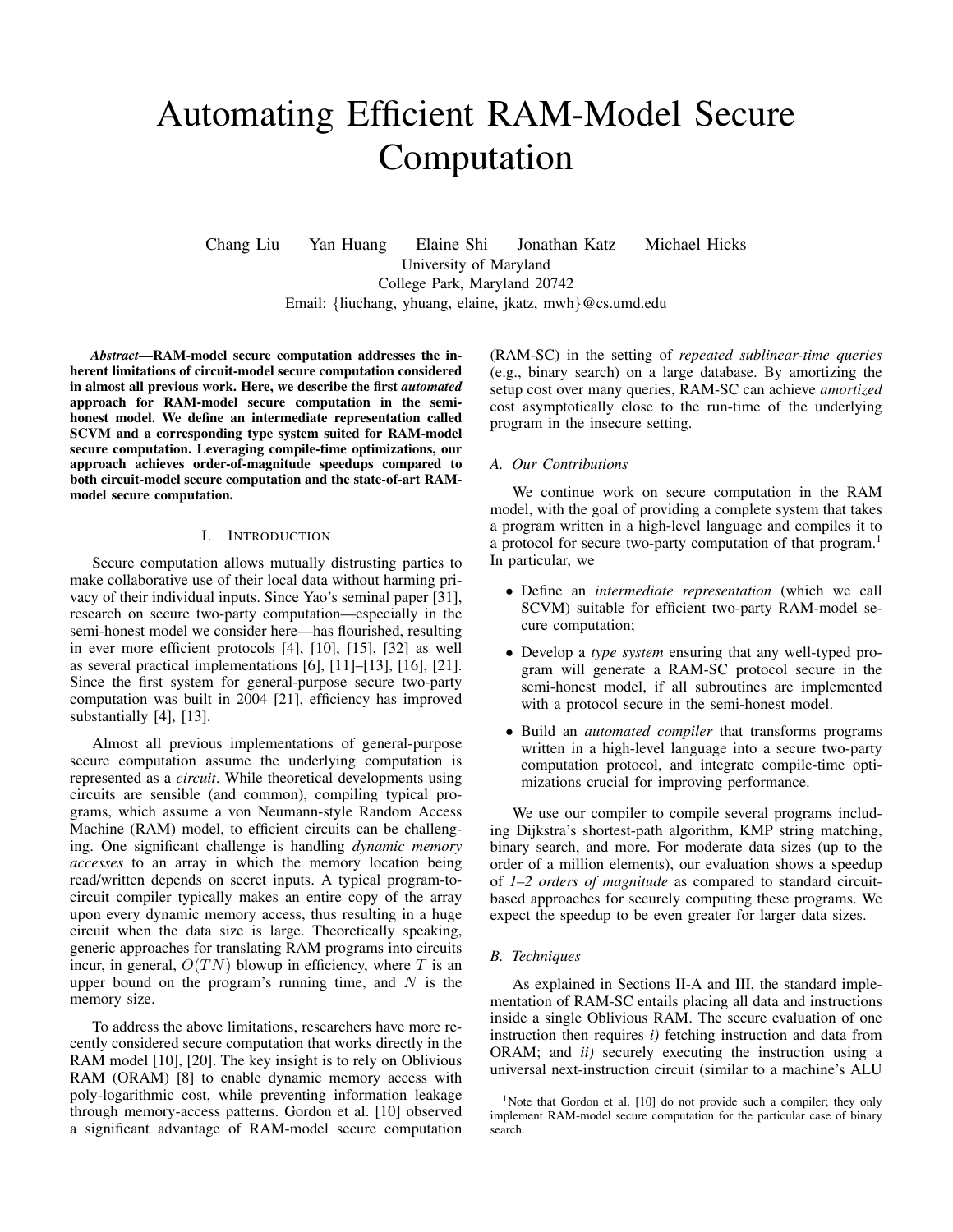# Automating Efficient RAM-Model Secure Computation

Chang Liu   Yan Huang   Elaine Shi   Jonathan Katz   Michael Hicks

University of Maryland
College Park, Maryland 20742
Email: {liuchang, yhuang, elaine, jkatz, mwh}@cs.umd.edu

***Abstract*—RAM-model secure computation addresses the inherent limitations of circuit-model secure computation considered in almost all previous work. Here, we describe the first *automated* approach for RAM-model secure computation in the semi-honest model. We define an intermediate representation called SCVM and a corresponding type system suited for RAM-model secure computation. Leveraging compile-time optimizations, our approach achieves order-of-magnitude speedups compared to both circuit-model secure computation and the state-of-art RAM-model secure computation.**

## I. Introduction

Secure computation allows mutually distrusting parties to make collaborative use of their local data without harming privacy of their individual inputs. Since Yao's seminal paper [31], research on secure two-party computation—especially in the semi-honest model we consider here—has flourished, resulting in ever more efficient protocols [4], [10], [15], [32] as well as several practical implementations [6], [11]–[13], [16], [21]. Since the first system for general-purpose secure two-party computation was built in 2004 [21], efficiency has improved substantially [4], [13].

Almost all previous implementations of general-purpose secure computation assume the underlying computation is represented as a *circuit*. While theoretical developments using circuits are sensible (and common), compiling typical programs, which assume a von Neumann-style Random Access Machine (RAM) model, to efficient circuits can be challenging. One significant challenge is handling *dynamic memory accesses* to an array in which the memory location being read/written depends on secret inputs. A typical program-to-circuit compiler typically makes an entire copy of the array upon every dynamic memory access, thus resulting in a huge circuit when the data size is large. Theoretically speaking, generic approaches for translating RAM programs into circuits incur, in general, $O(TN)$ blowup in efficiency, where $T$ is an upper bound on the program's running time, and $N$ is the memory size.

To address the above limitations, researchers have more recently considered secure computation that works directly in the RAM model [10], [20]. The key insight is to rely on Oblivious RAM (ORAM) [8] to enable dynamic memory access with poly-logarithmic cost, while preventing information leakage through memory-access patterns. Gordon et al. [10] observed a significant advantage of RAM-model secure computation (RAM-SC) in the setting of *repeated sublinear-time queries* (e.g., binary search) on a large database. By amortizing the setup cost over many queries, RAM-SC can achieve *amortized* cost asymptotically close to the run-time of the underlying program in the insecure setting.

### A. Our Contributions

We continue work on secure computation in the RAM model, with the goal of providing a complete system that takes a program written in a high-level language and compiles it to a protocol for secure two-party computation of that program.[1] In particular, we

- Define an *intermediate representation* (which we call SCVM) suitable for efficient two-party RAM-model secure computation;
- Develop a *type system* ensuring that any well-typed program will generate a RAM-SC protocol secure in the semi-honest model, if all subroutines are implemented with a protocol secure in the semi-honest model.
- Build an *automated compiler* that transforms programs written in a high-level language into a secure two-party computation protocol, and integrate compile-time optimizations crucial for improving performance.

We use our compiler to compile several programs including Dijkstra's shortest-path algorithm, KMP string matching, binary search, and more. For moderate data sizes (up to the order of a million elements), our evaluation shows a speedup of *1–2 orders of magnitude* as compared to standard circuit-based approaches for securely computing these programs. We expect the speedup to be even greater for larger data sizes.

### B. Techniques

As explained in Sections II-A and III, the standard implementation of RAM-SC entails placing all data and instructions inside a single Oblivious RAM. The secure evaluation of one instruction then requires *i)* fetching instruction and data from ORAM; and *ii)* securely executing the instruction using a universal next-instruction circuit (similar to a machine's ALU

[1] Note that Gordon et al. [10] do not provide such a compiler; they only implement RAM-model secure computation for the particular case of binary search.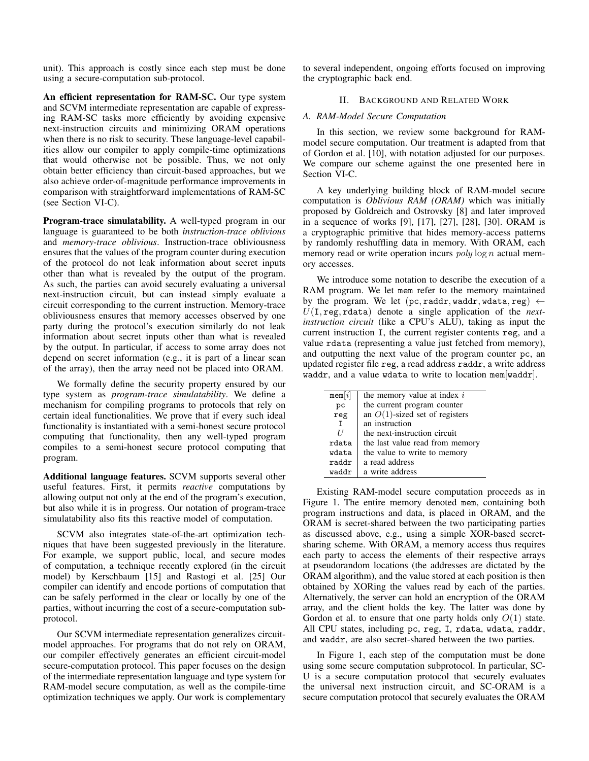unit). This approach is costly since each step must be done using a secure-computation sub-protocol.

**An efficient representation for RAM-SC.** Our type system and SCVM intermediate representation are capable of expressing RAM-SC tasks more efficiently by avoiding expensive next-instruction circuits and minimizing ORAM operations when there is no risk to security. These language-level capabilities allow our compiler to apply compile-time optimizations that would otherwise not be possible. Thus, we not only obtain better efficiency than circuit-based approaches, but we also achieve order-of-magnitude performance improvements in comparison with straightforward implementations of RAM-SC (see Section VI-C).

**Program-trace simulatability.** A well-typed program in our language is guaranteed to be both *instruction-trace oblivious* and *memory-trace oblivious*. Instruction-trace obliviousness ensures that the values of the program counter during execution of the protocol do not leak information about secret inputs other than what is revealed by the output of the program. As such, the parties can avoid securely evaluating a universal next-instruction circuit, but can instead simply evaluate a circuit corresponding to the current instruction. Memory-trace obliviousness ensures that memory accesses observed by one party during the protocol's execution similarly do not leak information about secret inputs other than what is revealed by the output. In particular, if access to some array does not depend on secret information (e.g., it is part of a linear scan of the array), then the array need not be placed into ORAM.

We formally define the security property ensured by our type system as *program-trace simulatability*. We define a mechanism for compiling programs to protocols that rely on certain ideal functionalities. We prove that if every such ideal functionality is instantiated with a semi-honest secure protocol computing that functionality, then any well-typed program compiles to a semi-honest secure protocol computing that program.

**Additional language features.** SCVM supports several other useful features. First, it permits *reactive* computations by allowing output not only at the end of the program's execution, but also while it is in progress. Our notation of program-trace simulatability also fits this reactive model of computation.

SCVM also integrates state-of-the-art optimization techniques that have been suggested previously in the literature. For example, we support public, local, and secure modes of computation, a technique recently explored (in the circuit model) by Kerschbaum [15] and Rastogi et al. [25] Our compiler can identify and encode portions of computation that can be safely performed in the clear or locally by one of the parties, without incurring the cost of a secure-computation sub-protocol.

Our SCVM intermediate representation generalizes circuit-model approaches. For programs that do not rely on ORAM, our compiler effectively generates an efficient circuit-model secure-computation protocol. This paper focuses on the design of the intermediate representation language and type system for RAM-model secure computation, as well as the compile-time optimization techniques we apply. Our work is complementary to several independent, ongoing efforts focused on improving the cryptographic back end.

## II. Background and Related Work

### A. RAM-Model Secure Computation

In this section, we review some background for RAM-model secure computation. Our treatment is adapted from that of Gordon et al. [10], with notation adjusted for our purposes. We compare our scheme against the one presented here in Section VI-C.

A key underlying building block of RAM-model secure computation is *Oblivious RAM (ORAM)* which was initially proposed by Goldreich and Ostrovsky [8] and later improved in a sequence of works [9], [17], [27], [28], [30]. ORAM is a cryptographic primitive that hides memory-access patterns by randomly reshuffling data in memory. With ORAM, each memory read or write operation incurs $poly \log n$ actual memory accesses.

We introduce some notation to describe the execution of a RAM program. We let mem refer to the memory maintained by the program. We let $(\mathtt{pc}, \mathtt{raddr}, \mathtt{waddr}, \mathtt{wdata}, \mathtt{reg}) \leftarrow U(\mathtt{I}, \mathtt{reg}, \mathtt{rdata})$ denote a single application of the *next-instruction circuit* (like a CPU's ALU), taking as input the current instruction I, the current register contents reg, and a value rdata (representing a value just fetched from memory), and outputting the next value of the program counter pc, an updated register file reg, a read address raddr, a write address waddr, and a value wdata to write to location mem[waddr].

| | |
|---|---|
| mem[$i$] | the memory value at index $i$ |
| pc | the current program counter |
| reg | an $O(1)$-sized set of registers |
| I | an instruction |
| $U$ | the next-instruction circuit |
| rdata | the last value read from memory |
| wdata | the value to write to memory |
| raddr | a read address |
| waddr | a write address |

Existing RAM-model secure computation proceeds as in Figure 1. The entire memory denoted mem, containing both program instructions and data, is placed in ORAM, and the ORAM is secret-shared between the two participating parties as discussed above, e.g., using a simple XOR-based secret-sharing scheme. With ORAM, a memory access thus requires each party to access the elements of their respective arrays at pseudorandom locations (the addresses are dictated by the ORAM algorithm), and the value stored at each position is then obtained by XORing the values read by each of the parties. Alternatively, the server can hold an encryption of the ORAM array, and the client holds the key. The latter was done by Gordon et al. to ensure that one party holds only $O(1)$ state. All CPU states, including pc, reg, I, rdata, wdata, raddr, and waddr, are also secret-shared between the two parties.

In Figure 1, each step of the computation must be done using some secure computation subprotocol. In particular, SC-U is a secure computation protocol that securely evaluates the universal next instruction circuit, and SC-ORAM is a secure computation protocol that securely evaluates the ORAM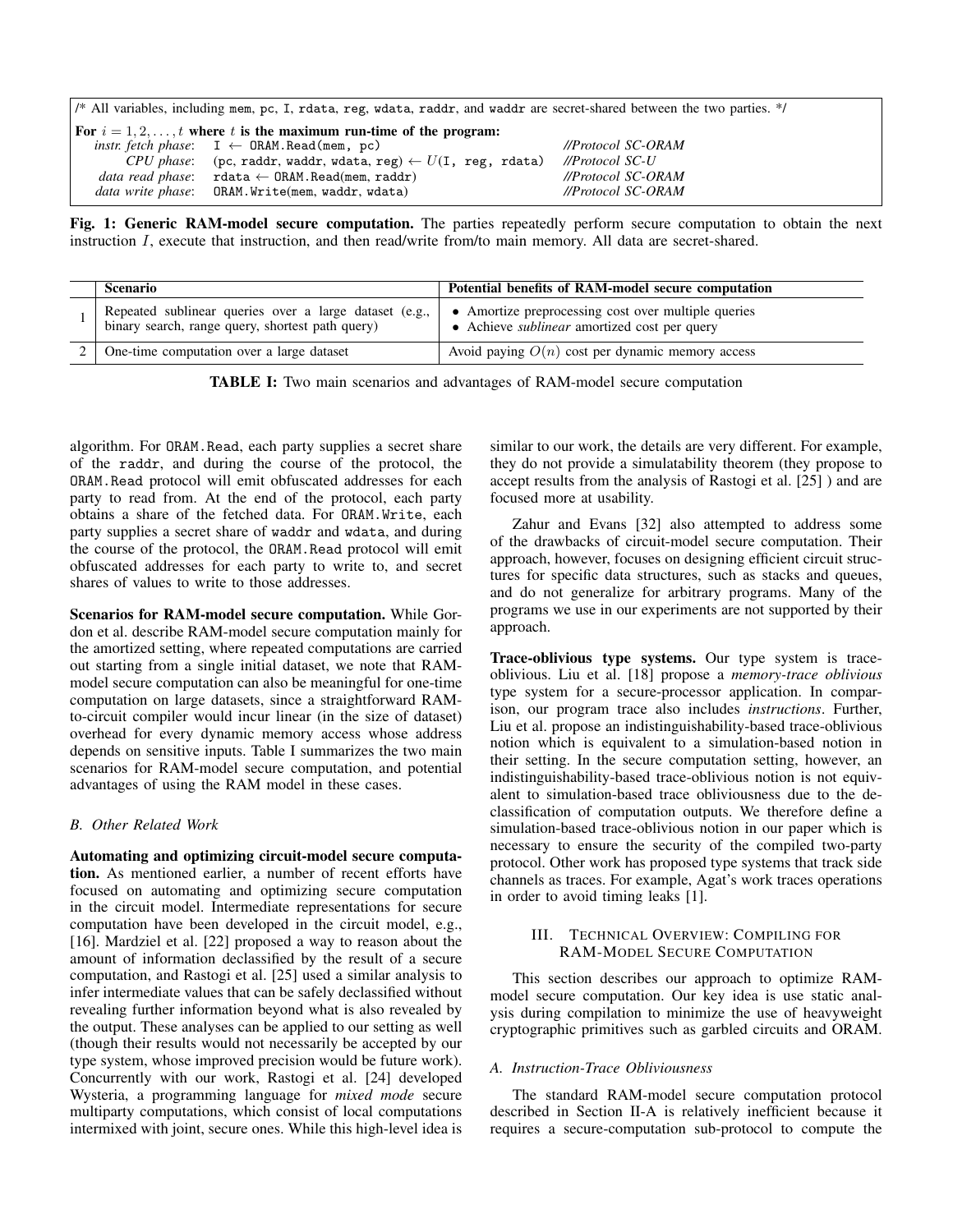```
/* All variables, including mem, pc, I, rdata, reg, wdata, raddr, and waddr are secret-shared between the two parties. */

For i = 1, 2, ..., t where t is the maximum run-time of the program:
    instr. fetch phase:  I ← ORAM.Read(mem, pc)                          //Protocol SC-ORAM
             CPU phase:  (pc, raddr, waddr, wdata, reg) ← U(I, reg, rdata)  //Protocol SC-U
       data read phase:  rdata ← ORAM.Read(mem, raddr)                   //Protocol SC-ORAM
      data write phase:  ORAM.Write(mem, waddr, wdata)                   //Protocol SC-ORAM
```

**Fig. 1: Generic RAM-model secure computation.** The parties repeatedly perform secure computation to obtain the next instruction $I$, execute that instruction, and then read/write from/to main memory. All data are secret-shared.

| | Scenario | Potential benefits of RAM-model secure computation |
|---|---|---|
| 1 | Repeated sublinear queries over a large dataset (e.g., binary search, range query, shortest path query) | • Amortize preprocessing cost over multiple queries • Achieve *sublinear* amortized cost per query |
| 2 | One-time computation over a large dataset | Avoid paying $O(n)$ cost per dynamic memory access |

**TABLE I:** Two main scenarios and advantages of RAM-model secure computation

algorithm. For ORAM.Read, each party supplies a secret share of the raddr, and during the course of the protocol, the ORAM.Read protocol will emit obfuscated addresses for each party to read from. At the end of the protocol, each party obtains a share of the fetched data. For ORAM.Write, each party supplies a secret share of waddr and wdata, and during the course of the protocol, the ORAM.Read protocol will emit obfuscated addresses for each party to write to, and secret shares of values to write to those addresses.

**Scenarios for RAM-model secure computation.** While Gordon et al. describe RAM-model secure computation mainly for the amortized setting, where repeated computations are carried out starting from a single initial dataset, we note that RAM-model secure computation can also be meaningful for one-time computation on large datasets, since a straightforward RAM-to-circuit compiler would incur linear (in the size of dataset) overhead for every dynamic memory access whose address depends on sensitive inputs. Table I summarizes the two main scenarios for RAM-model secure computation, and potential advantages of using the RAM model in these cases.

### B. Other Related Work

**Automating and optimizing circuit-model secure computation.** As mentioned earlier, a number of recent efforts have focused on automating and optimizing secure computation in the circuit model. Intermediate representations for secure computation have been developed in the circuit model, e.g., [16]. Mardziel et al. [22] proposed a way to reason about the amount of information declassified by the result of a secure computation, and Rastogi et al. [25] used a similar analysis to infer intermediate values that can be safely declassified without revealing further information beyond what is also revealed by the output. These analyses can be applied to our setting as well (though their results would not necessarily be accepted by our type system, whose improved precision would be future work). Concurrently with our work, Rastogi et al. [24] developed Wysteria, a programming language for *mixed mode* secure multiparty computations, which consist of local computations intermixed with joint, secure ones. While this high-level idea is similar to our work, the details are very different. For example, they do not provide a simulatability theorem (they propose to accept results from the analysis of Rastogi et al. [25] ) and are focused more at usability.

Zahur and Evans [32] also attempted to address some of the drawbacks of circuit-model secure computation. Their approach, however, focuses on designing efficient circuit structures for specific data structures, such as stacks and queues, and do not generalize for arbitrary programs. Many of the programs we use in our experiments are not supported by their approach.

**Trace-oblivious type systems.** Our type system is trace-oblivious. Liu et al. [18] propose a *memory-trace oblivious* type system for a secure-processor application. In comparison, our program trace also includes *instructions*. Further, Liu et al. propose an indistinguishability-based trace-oblivious notion which is equivalent to a simulation-based notion in their setting. In the secure computation setting, however, an indistinguishability-based trace-oblivious notion is not equivalent to simulation-based trace obliviousness due to the declassification of computation outputs. We therefore define a simulation-based trace-oblivious notion in our paper which is necessary to ensure the security of the compiled two-party protocol. Other work has proposed type systems that track side channels as traces. For example, Agat's work traces operations in order to avoid timing leaks [1].

## III. Technical Overview: Compiling for RAM-Model Secure Computation

This section describes our approach to optimize RAM-model secure computation. Our key idea is use static analysis during compilation to minimize the use of heavyweight cryptographic primitives such as garbled circuits and ORAM.

### A. Instruction-Trace Obliviousness

The standard RAM-model secure computation protocol described in Section II-A is relatively inefficient because it requires a secure-computation sub-protocol to compute the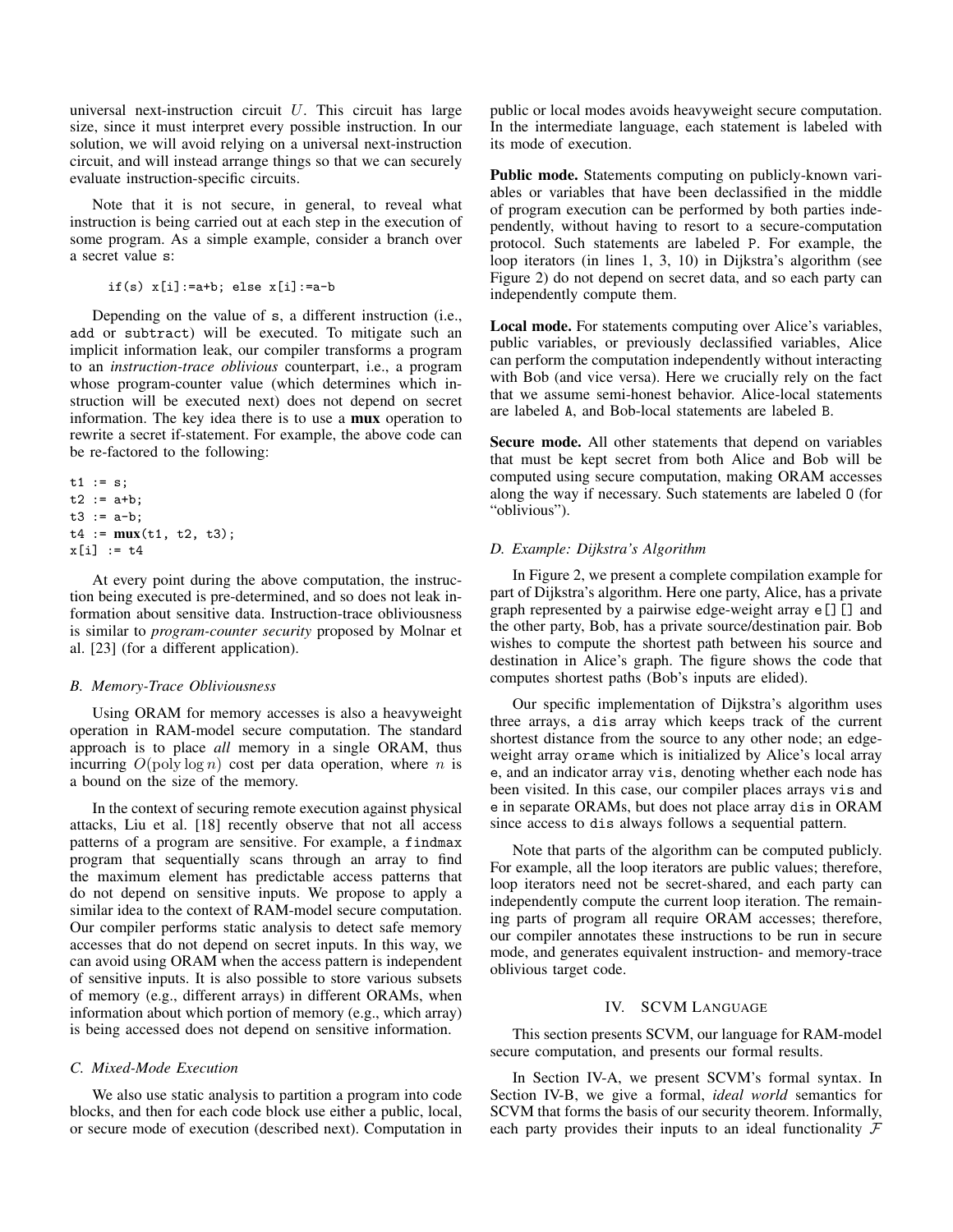universal next-instruction circuit $U$. This circuit has large size, since it must interpret every possible instruction. In our solution, we will avoid relying on a universal next-instruction circuit, and will instead arrange things so that we can securely evaluate instruction-specific circuits.

Note that it is not secure, in general, to reveal what instruction is being carried out at each step in the execution of some program. As a simple example, consider a branch over a secret value s:

```
if(s) x[i]:=a+b; else x[i]:=a-b
```

Depending on the value of s, a different instruction (i.e., add or subtract) will be executed. To mitigate such an implicit information leak, our compiler transforms a program to an *instruction-trace oblivious* counterpart, i.e., a program whose program-counter value (which determines which instruction will be executed next) does not depend on secret information. The key idea there is to use a **mux** operation to rewrite a secret if-statement. For example, the above code can be re-factored to the following:

```
t1 := s;
t2 := a+b;
t3 := a-b;
t4 := mux(t1, t2, t3);
x[i] := t4
```

At every point during the above computation, the instruction being executed is pre-determined, and so does not leak information about sensitive data. Instruction-trace obliviousness is similar to *program-counter security* proposed by Molnar et al. [23] (for a different application).

### B. Memory-Trace Obliviousness

Using ORAM for memory accesses is also a heavyweight operation in RAM-model secure computation. The standard approach is to place *all* memory in a single ORAM, thus incurring $O(\text{poly} \log n)$ cost per data operation, where $n$ is a bound on the size of the memory.

In the context of securing remote execution against physical attacks, Liu et al. [18] recently observe that not all access patterns of a program are sensitive. For example, a findmax program that sequentially scans through an array to find the maximum element has predictable access patterns that do not depend on sensitive inputs. We propose to apply a similar idea to the context of RAM-model secure computation. Our compiler performs static analysis to detect safe memory accesses that do not depend on secret inputs. In this way, we can avoid using ORAM when the access pattern is independent of sensitive inputs. It is also possible to store various subsets of memory (e.g., different arrays) in different ORAMs, when information about which portion of memory (e.g., which array) is being accessed does not depend on sensitive information.

### C. Mixed-Mode Execution

We also use static analysis to partition a program into code blocks, and then for each code block use either a public, local, or secure mode of execution (described next). Computation in public or local modes avoids heavyweight secure computation. In the intermediate language, each statement is labeled with its mode of execution.

**Public mode.** Statements computing on publicly-known variables or variables that have been declassified in the middle of program execution can be performed by both parties independently, without having to resort to a secure-computation protocol. Such statements are labeled P. For example, the loop iterators (in lines 1, 3, 10) in Dijkstra's algorithm (see Figure 2) do not depend on secret data, and so each party can independently compute them.

**Local mode.** For statements computing over Alice's variables, public variables, or previously declassified variables, Alice can perform the computation independently without interacting with Bob (and vice versa). Here we crucially rely on the fact that we assume semi-honest behavior. Alice-local statements are labeled A, and Bob-local statements are labeled B.

**Secure mode.** All other statements that depend on variables that must be kept secret from both Alice and Bob will be computed using secure computation, making ORAM accesses along the way if necessary. Such statements are labeled O (for "oblivious").

### D. Example: Dijkstra's Algorithm

In Figure 2, we present a complete compilation example for part of Dijkstra's algorithm. Here one party, Alice, has a private graph represented by a pairwise edge-weight array e[][] and the other party, Bob, has a private source/destination pair. Bob wishes to compute the shortest path between his source and destination in Alice's graph. The figure shows the code that computes shortest paths (Bob's inputs are elided).

Our specific implementation of Dijkstra's algorithm uses three arrays, a dis array which keeps track of the current shortest distance from the source to any other node; an edge-weight array orame which is initialized by Alice's local array e, and an indicator array vis, denoting whether each node has been visited. In this case, our compiler places arrays vis and e in separate ORAMs, but does not place array dis in ORAM since access to dis always follows a sequential pattern.

Note that parts of the algorithm can be computed publicly. For example, all the loop iterators are public values; therefore, loop iterators need not be secret-shared, and each party can independently compute the current loop iteration. The remaining parts of program all require ORAM accesses; therefore, our compiler annotates these instructions to be run in secure mode, and generates equivalent instruction- and memory-trace oblivious target code.

## IV. SCVM Language

This section presents SCVM, our language for RAM-model secure computation, and presents our formal results.

In Section IV-A, we present SCVM's formal syntax. In Section IV-B, we give a formal, *ideal world* semantics for SCVM that forms the basis of our security theorem. Informally, each party provides their inputs to an ideal functionality $\mathcal{F}$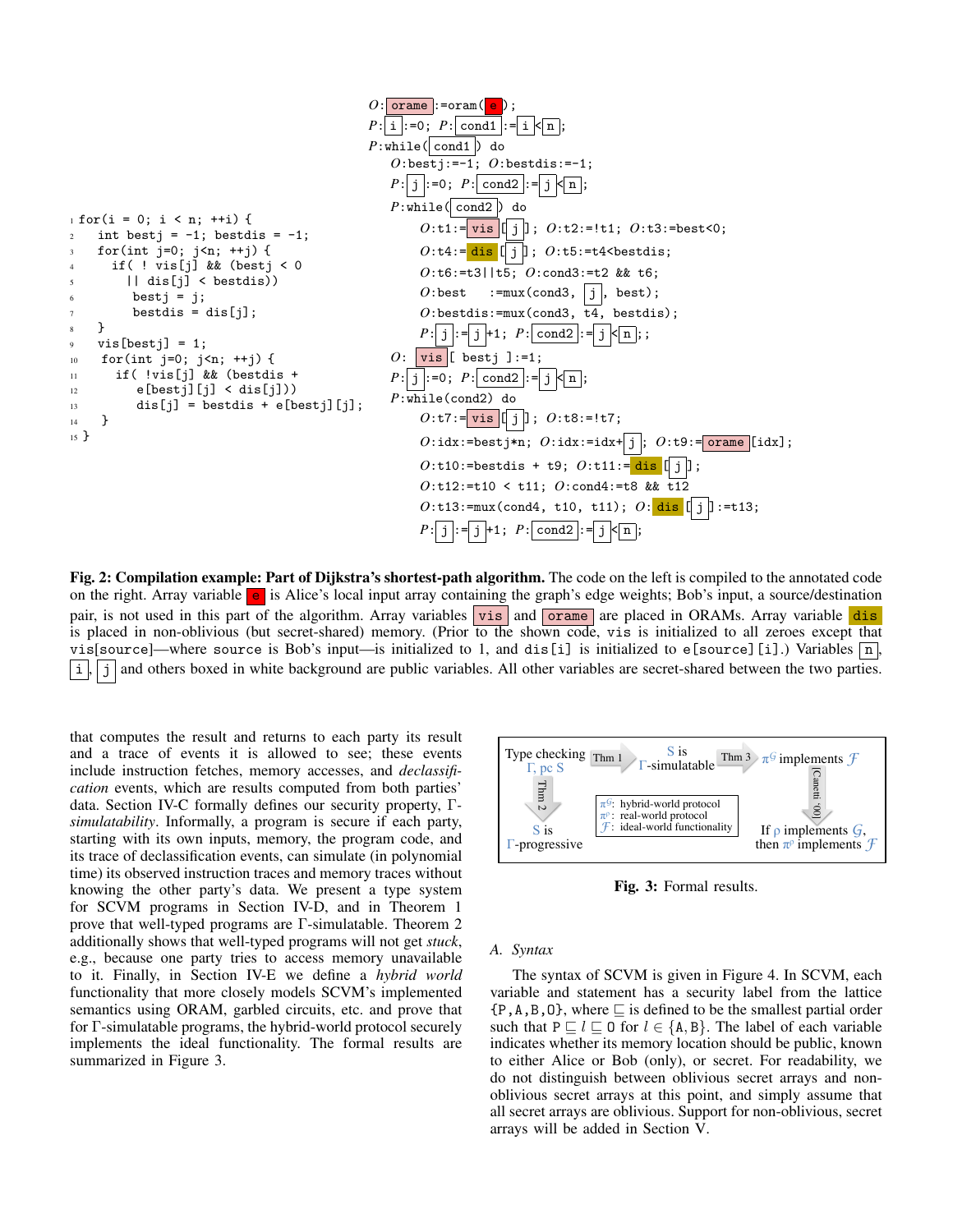```
1  for(i = 0; i < n; ++i) {
2    int bestj = -1; bestdis = -1;
3    for(int j=0; j<n; ++j) {
4      if( ! vis[j] && (bestj < 0
5        || dis[j] < bestdis))
6          bestj = j;
7          bestdis = dis[j];
8    }
9    vis[bestj] = 1;
10   for(int j=0; j<n; ++j) {
11     if( !vis[j] && (bestdis +
12         e[bestj][j] < dis[j]))
13         dis[j] = bestdis + e[bestj][j];
14   }
15 }
```

```
O: orame :=oram( e );
P: i :=0; P: cond1 := i < n ;
P:while( cond1 ) do
  O:bestj:=-1; O:bestdis:=-1;
  P: j :=0; P: cond2 := j < n ;
  P:while( cond2 ) do
    O:t1:= vis [ j ]; O:t2:=!t1; O:t3:=best<0;
    O:t4:= dis [ j ]; O:t5:=t4<bestdis;
    O:t6:=t3||t5; O:cond3:=t2 && t6;
    O:best   :=mux(cond3,  j , best);
    O:bestdis:=mux(cond3, t4, bestdis);
    P: j := j +1; P: cond2 := j < n ;;
  O: vis [ bestj ]:=1;
  P: j :=0; P: cond2 := j < n ;
  P:while(cond2) do
    O:t7:= vis [ j ]; O:t8:=!t7;
    O:idx:=bestj*n; O:idx:=idx+ j ; O:t9:= orame [idx];
    O:t10:=bestdis + t9; O:t11:= dis [ j ];
    O:t12:=t10 < t11; O:cond4:=t8 && t12
    O:t13:=mux(cond4, t10, t11); O: dis [ j ]:=t13;
    P: j := j +1; P: cond2 := j < n ;
```

**Fig. 2: Compilation example: Part of Dijkstra's shortest-path algorithm.** The code on the left is compiled to the annotated code on the right. Array variable e is Alice's local input array containing the graph's edge weights; Bob's input, a source/destination pair, is not used in this part of the algorithm. Array variables vis and orame are placed in ORAMs. Array variable dis is placed in non-oblivious (but secret-shared) memory. (Prior to the shown code, vis is initialized to all zeroes except that vis[source]—where source is Bob's input—is initialized to 1, and dis[i] is initialized to e[source][i].) Variables n, i, j and others boxed in white background are public variables. All other variables are secret-shared between the two parties.

that computes the result and returns to each party its result and a trace of events it is allowed to see; these events include instruction fetches, memory accesses, and *declassification* events, which are results computed from both parties' data. Section IV-C formally defines our security property, Γ-*simulatability*. Informally, a program is secure if each party, starting with its own inputs, memory, the program code, and its trace of declassification events, can simulate (in polynomial time) its observed instruction traces and memory traces without knowing the other party's data. We present a type system for SCVM programs in Section IV-D, and in Theorem 1 prove that well-typed programs are Γ-simulatable. Theorem 2 additionally shows that well-typed programs will not get *stuck*, e.g., because one party tries to access memory unavailable to it. Finally, in Section IV-E we define a *hybrid world* functionality that more closely models SCVM's implemented semantics using ORAM, garbled circuits, etc. and prove that for Γ-simulatable programs, the hybrid-world protocol securely implements the ideal functionality. The formal results are summarized in Figure 3.

| Type checking Γ, pc S | —Thm 1→ | S is Γ-simulatable | —Thm 3→ | $\pi^{\mathcal{G}}$ implements $\mathcal{F}$ |
|---|---|---|---|---|
| ↓ Thm 2 | | $\pi^{\mathcal{G}}$: hybrid-world protocol; $\pi^{\rho}$: real-world protocol; $\mathcal{F}$: ideal-world functionality | | ↓ [Canetti '00] |
| S is Γ-progressive | | | | If $\rho$ implements $\mathcal{G}$, then $\pi^{\rho}$ implements $\mathcal{F}$ |

**Fig. 3:** Formal results.

### A. Syntax

The syntax of SCVM is given in Figure 4. In SCVM, each variable and statement has a security label from the lattice {P,A,B,O}, where ⊑ is defined to be the smallest partial order such that P ⊑ $l$ ⊑ O for $l$ ∈ {A,B}. The label of each variable indicates whether its memory location should be public, known to either Alice or Bob (only), or secret. For readability, we do not distinguish between oblivious secret arrays and non-oblivious secret arrays at this point, and simply assume that all secret arrays are oblivious. Support for non-oblivious, secret arrays will be added in Section V.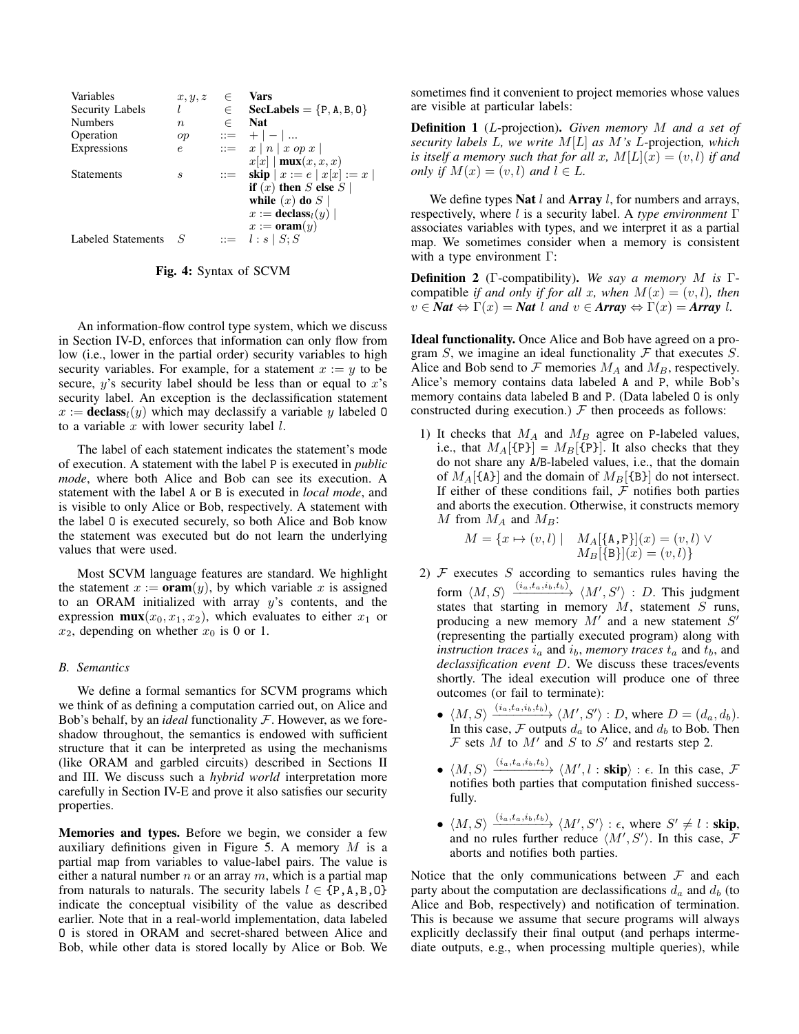| | | | |
|---|---|---|---|
| Variables | $x, y, z$ | $\in$ | **Vars** |
| Security Labels | $l$ | $\in$ | **SecLabels** $= \{\texttt{P}, \texttt{A}, \texttt{B}, \texttt{O}\}$ |
| Numbers | $n$ | $\in$ | **Nat** |
| Operation | $op$ | $::=$ | $+ \mid - \mid ...$ |
| Expressions | $e$ | $::=$ | $x \mid n \mid x\ op\ x \mid$ $x[x] \mid \mathbf{mux}(x, x, x)$ |
| Statements | $s$ | $::=$ | $\mathbf{skip} \mid x := e \mid x[x] := x \mid$ $\mathbf{if}\ (x)\ \mathbf{then}\ S\ \mathbf{else}\ S \mid$ $\mathbf{while}\ (x)\ \mathbf{do}\ S \mid$ $x := \mathbf{declass}_l(y) \mid$ $x := \mathbf{oram}(y)$ |
| Labeled Statements | $S$ | $::=$ | $l : s \mid S; S$ |

**Fig. 4:** Syntax of SCVM

An information-flow control type system, which we discuss in Section IV-D, enforces that information can only flow from low (i.e., lower in the partial order) security variables to high security variables. For example, for a statement $x := y$ to be secure, $y$'s security label should be less than or equal to $x$'s security label. An exception is the declassification statement $x := \mathbf{declass}_l(y)$ which may declassify a variable $y$ labeled O to a variable $x$ with lower security label $l$.

The label of each statement indicates the statement's mode of execution. A statement with the label P is executed in *public mode*, where both Alice and Bob can see its execution. A statement with the label A or B is executed in *local mode*, and is visible to only Alice or Bob, respectively. A statement with the label O is executed securely, so both Alice and Bob know the statement was executed but do not learn the underlying values that were used.

Most SCVM language features are standard. We highlight the statement $x := \mathbf{oram}(y)$, by which variable $x$ is assigned to an ORAM initialized with array $y$'s contents, and the expression $\mathbf{mux}(x_0, x_1, x_2)$, which evaluates to either $x_1$ or $x_2$, depending on whether $x_0$ is 0 or 1.

### B. Semantics

We define a formal semantics for SCVM programs which we think of as defining a computation carried out, on Alice and Bob's behalf, by an *ideal* functionality $\mathcal{F}$. However, as we foreshadow throughout, the semantics is endowed with sufficient structure that it can be interpreted as using the mechanisms (like ORAM and garbled circuits) described in Sections II and III. We discuss such a *hybrid world* interpretation more carefully in Section IV-E and prove it also satisfies our security properties.

**Memories and types.** Before we begin, we consider a few auxiliary definitions given in Figure 5. A memory $M$ is a partial map from variables to value-label pairs. The value is either a natural number $n$ or an array $m$, which is a partial map from naturals to naturals. The security labels $l \in \{\texttt{P}, \texttt{A}, \texttt{B}, \texttt{O}\}$ indicate the conceptual visibility of the value as described earlier. Note that in a real-world implementation, data labeled O is stored in ORAM and secret-shared between Alice and Bob, while other data is stored locally by Alice or Bob. We sometimes find it convenient to project memories whose values are visible at particular labels:

**Definition 1** ($L$-projection)**.** *Given memory $M$ and a set of security labels $L$, we write $M[L]$ as $M$'s $L$-projection, which is itself a memory such that for all $x$, $M[L](x) = (v, l)$ if and only if $M(x) = (v, l)$ and $l \in L$.*

We define types **Nat** $l$ and **Array** $l$, for numbers and arrays, respectively, where $l$ is a security label. A *type environment* $\Gamma$ associates variables with types, and we interpret it as a partial map. We sometimes consider when a memory is consistent with a type environment $\Gamma$:

**Definition 2** ($\Gamma$-compatibility)**.** *We say a memory $M$ is $\Gamma$-compatible if and only if for all $x$, when $M(x) = (v, l)$, then $v \in$ **Nat** $\Leftrightarrow \Gamma(x) =$ **Nat** $l$ and $v \in$ **Array** $\Leftrightarrow \Gamma(x) =$ **Array** $l$.*

**Ideal functionality.** Once Alice and Bob have agreed on a program $S$, we imagine an ideal functionality $\mathcal{F}$ that executes $S$. Alice and Bob send to $\mathcal{F}$ memories $M_A$ and $M_B$, respectively. Alice's memory contains data labeled A and P, while Bob's memory contains data labeled B and P. (Data labeled O is only constructed during execution.) $\mathcal{F}$ then proceeds as follows:

1) It checks that $M_A$ and $M_B$ agree on P-labeled values, i.e., that $M_A[\{\texttt{P}\}] = M_B[\{\texttt{P}\}]$. It also checks that they do not share any A/B-labeled values, i.e., that the domain of $M_A[\{\texttt{A}\}]$ and the domain of $M_B[\{\texttt{B}\}]$ do not intersect. If either of these conditions fail, $\mathcal{F}$ notifies both parties and aborts the execution. Otherwise, it constructs memory $M$ from $M_A$ and $M_B$:
$$M = \{x \mapsto (v, l) \mid \quad M_A[\{\texttt{A}, \texttt{P}\}](x) = (v, l) \vee M_B[\{\texttt{B}\}](x) = (v, l)\}$$
2) $\mathcal{F}$ executes $S$ according to semantics rules having the form $\langle M, S\rangle \xrightarrow{(i_a, t_a, i_b, t_b)} \langle M', S'\rangle : D$. This judgment states that starting in memory $M$, statement $S$ runs, producing a new memory $M'$ and a new statement $S'$ (representing the partially executed program) along with *instruction traces* $i_a$ and $i_b$, *memory traces* $t_a$ and $t_b$, and *declassification event* $D$. We discuss these traces/events shortly. The ideal execution will produce one of three outcomes (or fail to terminate):
   - $\langle M, S\rangle \xrightarrow{(i_a, t_a, i_b, t_b)} \langle M', S'\rangle : D$, where $D = (d_a, d_b)$. In this case, $\mathcal{F}$ outputs $d_a$ to Alice, and $d_b$ to Bob. Then $\mathcal{F}$ sets $M$ to $M'$ and $S$ to $S'$ and restarts step 2.
   - $\langle M, S\rangle \xrightarrow{(i_a, t_a, i_b, t_b)} \langle M', l : \mathbf{skip}\rangle : \epsilon$. In this case, $\mathcal{F}$ notifies both parties that computation finished successfully.
   - $\langle M, S\rangle \xrightarrow{(i_a, t_a, i_b, t_b)} \langle M', S'\rangle : \epsilon$, where $S' \neq l : \mathbf{skip}$, and no rules further reduce $\langle M', S'\rangle$. In this case, $\mathcal{F}$ aborts and notifies both parties.

Notice that the only communications between $\mathcal{F}$ and each party about the computation are declassifications $d_a$ and $d_b$ (to Alice and Bob, respectively) and notification of termination. This is because we assume that secure programs will always explicitly declassify their final output (and perhaps intermediate outputs, e.g., when processing multiple queries), while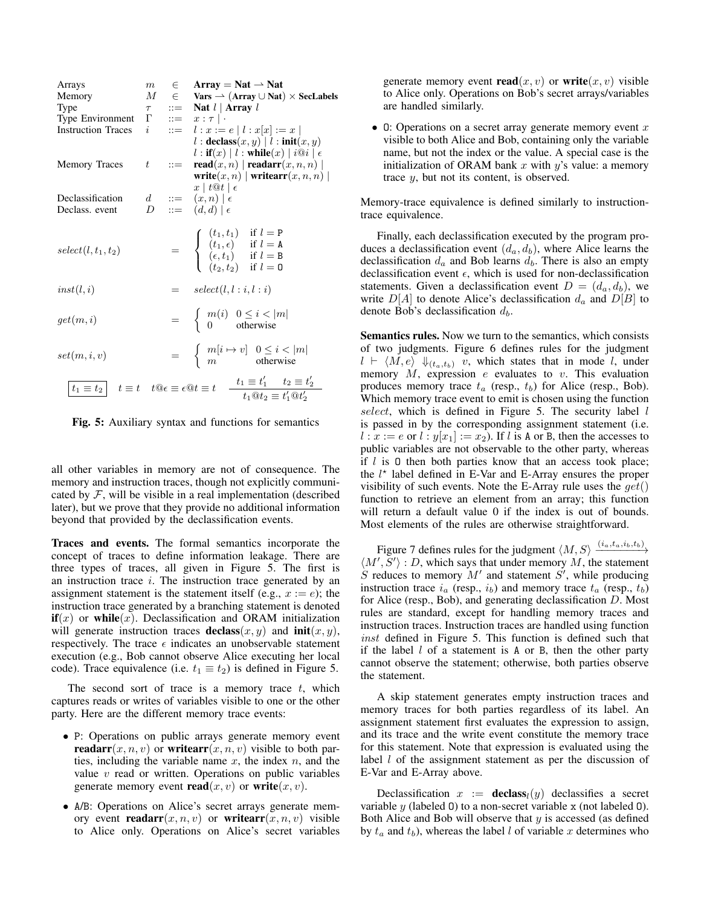| | | | |
|---|---|---|---|
| Arrays | $m$ | $\in$ | $\textbf{Array} = \textbf{Nat} \rightharpoonup \textbf{Nat}$ |
| Memory | $M$ | $\in$ | $\textbf{Vars} \rightharpoonup (\textbf{Array} \cup \textbf{Nat}) \times \textbf{SecLabels}$ |
| Type | $\tau$ | $::=$ | $\textbf{Nat}\ l \mid \textbf{Array}\ l$ |
| Type Environment | $\Gamma$ | $::=$ | $x : \tau \mid \cdot$ |
| Instruction Traces | $i$ | $::=$ | $l : x := e \mid l : x[x] := x \mid l : \textbf{declass}(x, y) \mid l : \textbf{init}(x, y) \mid l : \textbf{if}(x) \mid l : \textbf{while}(x) \mid i@i \mid \epsilon$ |
| Memory Traces | $t$ | $::=$ | $\textbf{read}(x, n) \mid \textbf{readarr}(x, n, n) \mid \textbf{write}(x, n) \mid \textbf{writearr}(x, n, n) \mid x \mid t@t \mid \epsilon$ |
| Declassification | $d$ | $::=$ | $(x, n) \mid \epsilon$ |
| Declass. event | $D$ | $::=$ | $(d, d) \mid \epsilon$ |

$$select(l, t_1, t_2) = \begin{cases} (t_1, t_1) & \text{if } l = \texttt{P} \\ (t_1, \epsilon) & \text{if } l = \texttt{A} \\ (\epsilon, t_1) & \text{if } l = \texttt{B} \\ (t_2, t_2) & \text{if } l = \texttt{O} \end{cases}$$

$$inst(l, i) = select(l, l : i, l : i)$$

$$get(m, i) = \begin{cases} m(i) & 0 \le i < |m| \\ 0 & \text{otherwise} \end{cases}$$

$$set(m, i, v) = \begin{cases} m[i \mapsto v] & 0 \le i < |m| \\ m & \text{otherwise} \end{cases}$$

$$\boxed{t_1 \equiv t_2} \quad t \equiv t \quad t@\epsilon \equiv \epsilon@t \equiv t \quad \frac{t_1 \equiv t_1' \quad t_2 \equiv t_2'}{t_1@t_2 \equiv t_1'@t_2'}$$

**Fig. 5:** Auxiliary syntax and functions for semantics

all other variables in memory are not of consequence. The memory and instruction traces, though not explicitly communicated by $\mathcal{F}$, will be visible in a real implementation (described later), but we prove that they provide no additional information beyond that provided by the declassification events.

**Traces and events.** The formal semantics incorporate the concept of traces to define information leakage. There are three types of traces, all given in Figure 5. The first is an instruction trace $i$. The instruction trace generated by an assignment statement is the statement itself (e.g., $x := e$); the instruction trace generated by a branching statement is denoted $\textbf{if}(x)$ or $\textbf{while}(x)$. Declassification and ORAM initialization will generate instruction traces $\textbf{declass}(x, y)$ and $\textbf{init}(x, y)$, respectively. The trace $\epsilon$ indicates an unobservable statement execution (e.g., Bob cannot observe Alice executing her local code). Trace equivalence (i.e. $t_1 \equiv t_2$) is defined in Figure 5.

The second sort of trace is a memory trace $t$, which captures reads or writes of variables visible to one or the other party. Here are the different memory trace events:

- P: Operations on public arrays generate memory event $\textbf{readarr}(x, n, v)$ or $\textbf{writearr}(x, n, v)$ visible to both parties, including the variable name $x$, the index $n$, and the value $v$ read or written. Operations on public variables generate memory event $\textbf{read}(x, v)$ or $\textbf{write}(x, v)$.
- A/B: Operations on Alice's secret arrays generate memory event $\textbf{readarr}(x, n, v)$ or $\textbf{writearr}(x, n, v)$ visible to Alice only. Operations on Alice's secret variables generate memory event $\textbf{read}(x, v)$ or $\textbf{write}(x, v)$ visible to Alice only. Operations on Bob's secret arrays/variables are handled similarly.
- O: Operations on a secret array generate memory event $x$ visible to both Alice and Bob, containing only the variable name, but not the index or the value. A special case is the initialization of ORAM bank $x$ with $y$'s value: a memory trace $y$, but not its content, is observed.

Memory-trace equivalence is defined similarly to instruction-trace equivalence.

Finally, each declassification executed by the program produces a declassification event $(d_a, d_b)$, where Alice learns the declassification $d_a$ and Bob learns $d_b$. There is also an empty declassification event $\epsilon$, which is used for non-declassification statements. Given a declassification event $D = (d_a, d_b)$, we write $D[A]$ to denote Alice's declassification $d_a$ and $D[B]$ to denote Bob's declassification $d_b$.

**Semantics rules.** Now we turn to the semantics, which consists of two judgments. Figure 6 defines rules for the judgment $l \vdash \langle M, e \rangle \Downarrow_{(t_a, t_b)} v$, which states that in mode $l$, under memory $M$, expression $e$ evaluates to $v$. This evaluation produces memory trace $t_a$ (resp., $t_b$) for Alice (resp., Bob). Which memory trace event to emit is chosen using the function $select$, which is defined in Figure 5. The security label $l$ is passed in by the corresponding assignment statement (i.e. $l : x := e$ or $l : y[x_1] := x_2$). If $l$ is A or B, then the accesses to public variables are not observable to the other party, whereas if $l$ is O then both parties know that an access took place; the $l^\star$ label defined in E-Var and E-Array ensures the proper visibility of such events. Note the E-Array rule uses the $get()$ function to retrieve an element from an array; this function will return a default value 0 if the index is out of bounds. Most elements of the rules are otherwise straightforward.

Figure 7 defines rules for the judgment $\langle M, S \rangle \xrightarrow{(i_a, t_a, i_b, t_b)} \langle M', S' \rangle : D$, which says that under memory $M$, the statement $S$ reduces to memory $M'$ and statement $S'$, while producing instruction trace $i_a$ (resp., $i_b$) and memory trace $t_a$ (resp., $t_b$) for Alice (resp., Bob), and generating declassification $D$. Most rules are standard, except for handling memory traces and instruction traces. Instruction traces are handled using function $inst$ defined in Figure 5. This function is defined such that if the label $l$ of a statement is A or B, then the other party cannot observe the statement; otherwise, both parties observe the statement.

A skip statement generates empty instruction traces and memory traces for both parties regardless of its label. An assignment statement first evaluates the expression to assign, and its trace and the write event constitute the memory trace for this statement. Note that expression is evaluated using the label $l$ of the assignment statement as per the discussion of E-Var and E-Array above.

Declassification $x := \textbf{declass}_l(y)$ declassifies a secret variable $y$ (labeled O) to a non-secret variable x (not labeled O). Both Alice and Bob will observe that $y$ is accessed (as defined by $t_a$ and $t_b$), whereas the label $l$ of variable $x$ determines who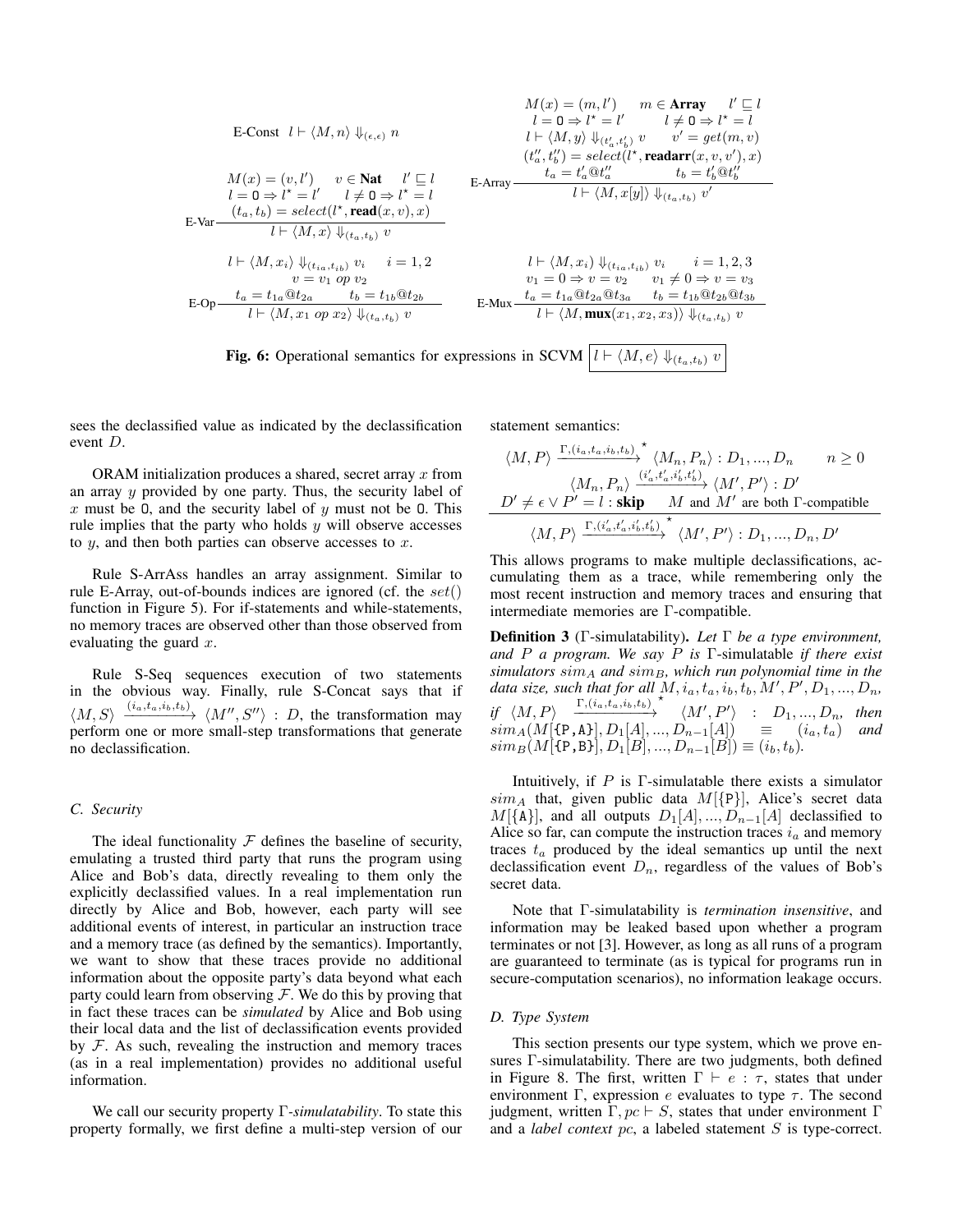$$\text{E-Const} \quad l \vdash \langle M, n \rangle \Downarrow_{(\epsilon,\epsilon)} n$$

$$\text{E-Var}\ \frac{\begin{array}{c} M(x) = (v, l') \quad v \in \mathbf{Nat} \quad l' \sqsubseteq l \\ l = \mathsf{0} \Rightarrow l^\star = l' \quad l \neq \mathsf{0} \Rightarrow l^\star = l \\ (t_a, t_b) = select(l^\star, \mathbf{read}(x, v), x) \end{array}}{l \vdash \langle M, x \rangle \Downarrow_{(t_a,t_b)} v}$$

$$\text{E-Array}\ \frac{\begin{array}{c} M(x) = (m, l') \quad m \in \mathbf{Array} \quad l' \sqsubseteq l \\ l = \mathsf{0} \Rightarrow l^\star = l' \quad l \neq \mathsf{0} \Rightarrow l^\star = l \\ l \vdash \langle M, y \rangle \Downarrow_{(t'_a,t'_b)} v \quad v' = get(m, v) \\ (t''_a, t''_b) = select(l^\star, \mathbf{readarr}(x, v, v'), x) \\ t_a = t'_a @ t''_a \quad t_b = t'_b @ t''_b \end{array}}{l \vdash \langle M, x[y] \rangle \Downarrow_{(t_a,t_b)} v'}$$

$$\text{E-Op}\ \frac{\begin{array}{c} l \vdash \langle M, x_i \rangle \Downarrow_{(t_{ia},t_{ib})} v_i \quad i = 1, 2 \\ v = v_1 \ op\ v_2 \\ t_a = t_{1a} @ t_{2a} \quad t_b = t_{1b} @ t_{2b} \end{array}}{l \vdash \langle M, x_1\ op\ x_2 \rangle \Downarrow_{(t_a,t_b)} v}$$

$$\text{E-Mux}\ \frac{\begin{array}{c} l \vdash \langle M, x_i \rangle \Downarrow_{(t_{ia},t_{ib})} v_i \quad i = 1, 2, 3 \\ v_1 = 0 \Rightarrow v = v_2 \quad v_1 \neq 0 \Rightarrow v = v_3 \\ t_a = t_{1a} @ t_{2a} @ t_{3a} \quad t_b = t_{1b} @ t_{2b} @ t_{3b} \end{array}}{l \vdash \langle M, \mathbf{mux}(x_1, x_2, x_3) \rangle \Downarrow_{(t_a,t_b)} v}$$

**Fig. 6:** Operational semantics for expressions in SCVM $\boxed{l \vdash \langle M, e \rangle \Downarrow_{(t_a,t_b)} v}$

sees the declassified value as indicated by the declassification event $D$.

ORAM initialization produces a shared, secret array $x$ from an array $y$ provided by one party. Thus, the security label of $x$ must be $\mathsf{0}$, and the security label of $y$ must not be $\mathsf{0}$. This rule implies that the party who holds $y$ will observe accesses to $y$, and then both parties can observe accesses to $x$.

Rule S-ArrAss handles an array assignment. Similar to rule E-Array, out-of-bounds indices are ignored (cf. the $set()$ function in Figure 5). For if-statements and while-statements, no memory traces are observed other than those observed from evaluating the guard $x$.

Rule S-Seq sequences execution of two statements in the obvious way. Finally, rule S-Concat says that if $\langle M, S \rangle \xrightarrow{(i_a,t_a,i_b,t_b)} \langle M'', S'' \rangle : D$, the transformation may perform one or more small-step transformations that generate no declassification.

### C. Security

The ideal functionality $\mathcal{F}$ defines the baseline of security, emulating a trusted third party that runs the program using Alice and Bob's data, directly revealing to them only the explicitly declassified values. In a real implementation run directly by Alice and Bob, however, each party will see additional events of interest, in particular an instruction trace and a memory trace (as defined by the semantics). Importantly, we want to show that these traces provide no additional information about the opposite party's data beyond what each party could learn from observing $\mathcal{F}$. We do this by proving that in fact these traces can be *simulated* by Alice and Bob using their local data and the list of declassification events provided by $\mathcal{F}$. As such, revealing the instruction and memory traces (as in a real implementation) provides no additional useful information.

We call our security property $\Gamma$-*simulatability*. To state this property formally, we first define a multi-step version of our statement semantics:

$$\frac{\begin{array}{c} \langle M, P \rangle \xrightarrow{\Gamma,(i_a,t_a,i_b,t_b)}{}^{\star} \langle M_n, P_n \rangle : D_1, ..., D_n \qquad n \geq 0 \\ \langle M_n, P_n \rangle \xrightarrow{(i'_a,t'_a,i'_b,t'_b)} \langle M', P' \rangle : D' \\ D' \neq \epsilon \lor P' = l : \mathbf{skip} \qquad M \text{ and } M' \text{ are both } \Gamma\text{-compatible} \end{array}}{\langle M, P \rangle \xrightarrow{\Gamma,(i'_a,t'_a,i'_b,t'_b)}{}^{\star} \langle M', P' \rangle : D_1, ..., D_n, D'}$$

This allows programs to make multiple declassifications, accumulating them as a trace, while remembering only the most recent instruction and memory traces and ensuring that intermediate memories are $\Gamma$-compatible.

**Definition 3** ($\Gamma$-simulatability). *Let $\Gamma$ be a type environment, and $P$ a program. We say $P$ is* $\Gamma$-simulatable *if there exist simulators $sim_A$ and $sim_B$, which run polynomial time in the data size, such that for all $M, i_a, t_a, i_b, t_b, M', P', D_1, ..., D_n$, if $\langle M, P \rangle \xrightarrow{\Gamma,(i_a,t_a,i_b,t_b)}{}^{\star} \langle M', P' \rangle : D_1, ..., D_n$, then $sim_A(M[\{\mathtt{P},\mathtt{A}\}], D_1[A], ..., D_{n-1}[A]) \equiv (i_a, t_a)$ and $sim_B(M[\{\mathtt{P},\mathtt{B}\}], D_1[B], ..., D_{n-1}[B]) \equiv (i_b, t_b)$.*

Intuitively, if $P$ is $\Gamma$-simulatable there exists a simulator $sim_A$ that, given public data $M[\{\mathtt{P}\}]$, Alice's secret data $M[\{\mathtt{A}\}]$, and all outputs $D_1[A], ..., D_{n-1}[A]$ declassified to Alice so far, can compute the instruction traces $i_a$ and memory traces $t_a$ produced by the ideal semantics up until the next declassification event $D_n$, regardless of the values of Bob's secret data.

Note that $\Gamma$-simulatability is *termination insensitive*, and information may be leaked based upon whether a program terminates or not [3]. However, as long as all runs of a program are guaranteed to terminate (as is typical for programs run in secure-computation scenarios), no information leakage occurs.

### D. Type System

This section presents our type system, which we prove ensures $\Gamma$-simulatability. There are two judgments, both defined in Figure 8. The first, written $\Gamma \vdash e : \tau$, states that under environment $\Gamma$, expression $e$ evaluates to type $\tau$. The second judgment, written $\Gamma, pc \vdash S$, states that under environment $\Gamma$ and a *label context* $pc$, a labeled statement $S$ is type-correct.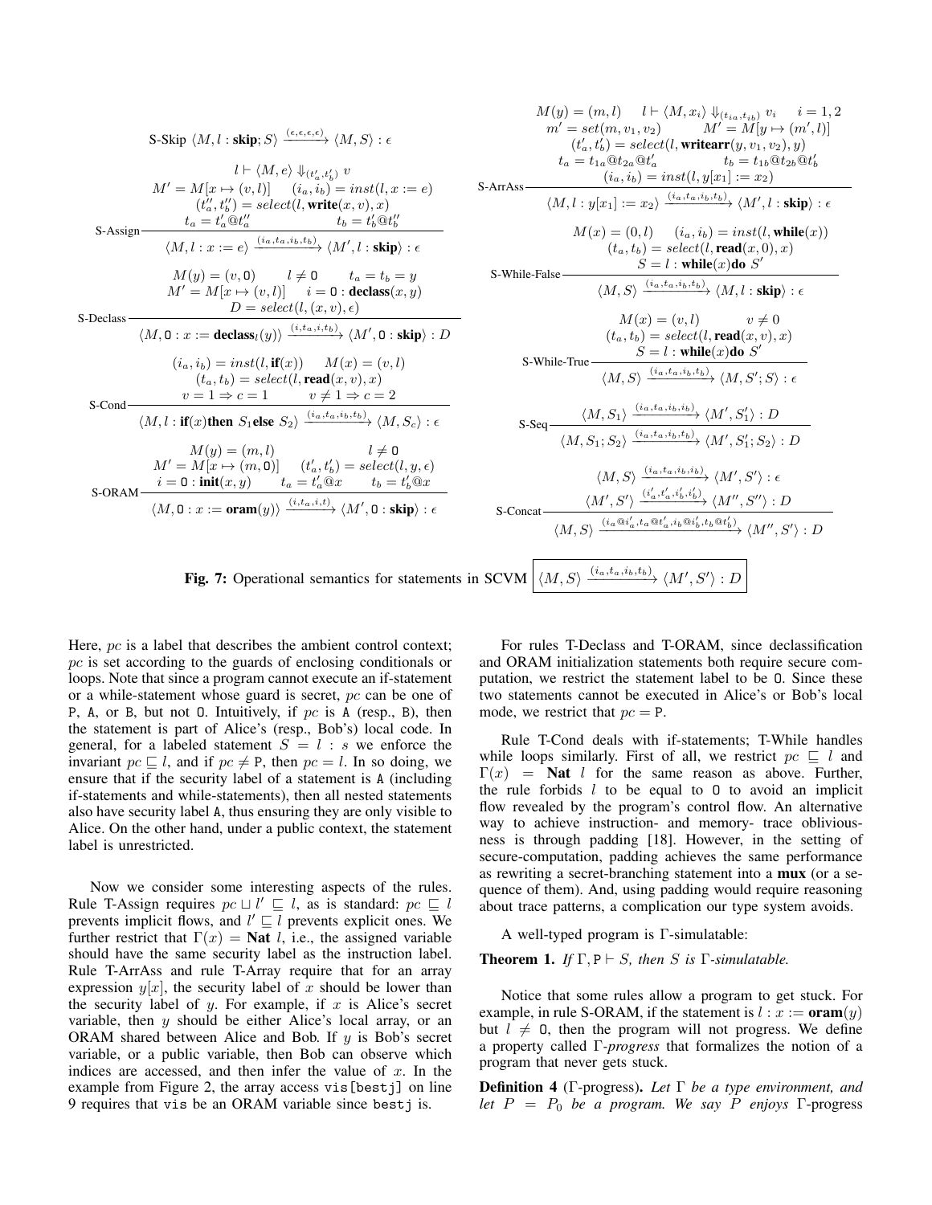$$\text{S-Skip}\ \langle M, l : \mathbf{skip}; S\rangle \xrightarrow{(\epsilon,\epsilon,\epsilon,\epsilon)} \langle M, S\rangle : \epsilon$$

$$\text{S-Assign}\ \frac{\begin{array}{c} l \vdash \langle M, e\rangle \Downarrow_{(t'_a, t'_b)} v \\ M' = M[x \mapsto (v, l)] \quad (i_a, i_b) = inst(l, x := e) \\ (t''_a, t''_b) = select(l, \mathbf{write}(x, v), x) \\ t_a = t'_a @ t''_a \qquad\qquad t_b = t'_b @ t''_b \end{array}}{\langle M, l : x := e\rangle \xrightarrow{(i_a, t_a, i_b, t_b)} \langle M', l : \mathbf{skip}\rangle : \epsilon}$$

$$\text{S-Declass}\ \frac{\begin{array}{c} M(y) = (v, \mathtt{O}) \qquad l \neq \mathtt{O} \qquad t_a = t_b = y \\ M' = M[x \mapsto (v, l)] \quad i = \mathtt{O} : \mathbf{declass}(x, y) \\ D = select(l, (x, v), \epsilon) \end{array}}{\langle M, \mathtt{O} : x := \mathbf{declass}_l(y)\rangle \xrightarrow{(i, t_a, i, t_b)} \langle M', \mathtt{O} : \mathbf{skip}\rangle : D}$$

$$\text{S-Cond}\ \frac{\begin{array}{c} (i_a, i_b) = inst(l, \mathbf{if}(x)) \quad M(x) = (v, l) \\ (t_a, t_b) = select(l, \mathbf{read}(x, v), x) \\ v = 1 \Rightarrow c = 1 \qquad v \neq 1 \Rightarrow c = 2 \end{array}}{\langle M, l : \mathbf{if}(x) \mathbf{then}\ S_1 \mathbf{else}\ S_2\rangle \xrightarrow{(i_a, t_a, i_b, t_b)} \langle M, S_c\rangle : \epsilon}$$

$$\text{S-ORAM}\ \frac{\begin{array}{c} M(y) = (m, l) \qquad\qquad l \neq \mathtt{O} \\ M' = M[x \mapsto (m, \mathtt{O})] \quad (t'_a, t'_b) = select(l, y, \epsilon) \\ i = \mathtt{O} : \mathbf{init}(x, y) \qquad t_a = t'_a @ x \qquad t_b = t'_b @ x \end{array}}{\langle M, \mathtt{O} : x := \mathbf{oram}(y)\rangle \xrightarrow{(i, t_a, i, t)} \langle M', \mathtt{O} : \mathbf{skip}\rangle : \epsilon}$$

$$\text{S-ArrAss}\ \frac{\begin{array}{c} M(y) = (m, l) \quad l \vdash \langle M, x_i\rangle \Downarrow_{(t_{ia}, t_{ib})} v_i \quad i = 1, 2 \\ m' = set(m, v_1, v_2) \qquad M' = M[y \mapsto (m', l)] \\ (t'_a, t'_b) = select(l, \mathbf{writearr}(y, v_1, v_2), y) \\ t_a = t_{1a} @ t_{2a} @ t'_a \qquad t_b = t_{1b} @ t_{2b} @ t'_b \\ (i_a, i_b) = inst(l, y[x_1] := x_2) \end{array}}{\langle M, l : y[x_1] := x_2\rangle \xrightarrow{(i_a, t_a, i_b, t_b)} \langle M', l : \mathbf{skip}\rangle : \epsilon}$$

$$\text{S-While-False}\ \frac{\begin{array}{c} M(x) = (0, l) \quad (i_a, i_b) = inst(l, \mathbf{while}(x)) \\ (t_a, t_b) = select(l, \mathbf{read}(x, 0), x) \\ S = l : \mathbf{while}(x) \mathbf{do}\ S' \end{array}}{\langle M, S\rangle \xrightarrow{(i_a, t_a, i_b, t_b)} \langle M, l : \mathbf{skip}\rangle : \epsilon}$$

$$\text{S-While-True}\ \frac{\begin{array}{c} M(x) = (v, l) \qquad v \neq 0 \\ (t_a, t_b) = select(l, \mathbf{read}(x, v), x) \\ S = l : \mathbf{while}(x) \mathbf{do}\ S' \end{array}}{\langle M, S\rangle \xrightarrow{(i_a, t_a, i_b, t_b)} \langle M, S'; S\rangle : \epsilon}$$

$$\text{S-Seq}\ \frac{\langle M, S_1\rangle \xrightarrow{(i_a, t_a, i_b, t_b)} \langle M', S'_1\rangle : D}{\langle M, S_1; S_2\rangle \xrightarrow{(i_a, t_a, i_b, t_b)} \langle M', S'_1; S_2\rangle : D}$$

$$\text{S-Concat}\ \frac{\begin{array}{c} \langle M, S\rangle \xrightarrow{(i_a, t_a, i_b, t_b)} \langle M', S'\rangle : \epsilon \\ \langle M', S'\rangle \xrightarrow{(i'_a, t'_a, i'_b, t'_b)} \langle M'', S''\rangle : D \end{array}}{\langle M, S\rangle \xrightarrow{(i_a @ i'_a, t_a @ t'_a, i_b @ i'_b, t_b @ t'_b)} \langle M'', S'\rangle : D}$$

**Fig. 7:** Operational semantics for statements in SCVM $\boxed{\langle M, S\rangle \xrightarrow{(i_a, t_a, i_b, t_b)} \langle M', S'\rangle : D}$

Here, $pc$ is a label that describes the ambient control context; $pc$ is set according to the guards of enclosing conditionals or loops. Note that since a program cannot execute an if-statement or a while-statement whose guard is secret, $pc$ can be one of P, A, or B, but not O. Intuitively, if $pc$ is A (resp., B), then the statement is part of Alice's (resp., Bob's) local code. In general, for a labeled statement $S = l : s$ we enforce the invariant $pc \sqsubseteq l$, and if $pc \neq$ P, then $pc = l$. In so doing, we ensure that if the security label of a statement is A (including if-statements and while-statements), then all nested statements also have security label A, thus ensuring they are only visible to Alice. On the other hand, under a public context, the statement label is unrestricted.

Now we consider some interesting aspects of the rules. Rule T-Assign requires $pc \sqcup l' \sqsubseteq l$, as is standard: $pc \sqsubseteq l$ prevents implicit flows, and $l' \sqsubseteq l$ prevents explicit ones. We further restrict that $\Gamma(x) = \mathbf{Nat}\ l$, i.e., the assigned variable should have the same security label as the instruction label. Rule T-ArrAss and rule T-Array require that for an array expression $y[x]$, the security label of $x$ should be lower than the security label of $y$. For example, if $x$ is Alice's secret variable, then $y$ should be either Alice's local array, or an ORAM shared between Alice and Bob. If $y$ is Bob's secret variable, or a public variable, then Bob can observe which indices are accessed, and then infer the value of $x$. In the example from Figure 2, the array access `vis[bestj]` on line 9 requires that `vis` be an ORAM variable since `bestj` is.

For rules T-Declass and T-ORAM, since declassification and ORAM initialization statements both require secure computation, we restrict the statement label to be O. Since these two statements cannot be executed in Alice's or Bob's local mode, we restrict that $pc =$ P.

Rule T-Cond deals with if-statements; T-While handles while loops similarly. First of all, we restrict $pc \sqsubseteq l$ and $\Gamma(x) = \mathbf{Nat}\ l$ for the same reason as above. Further, the rule forbids $l$ to be equal to O to avoid an implicit flow revealed by the program's control flow. An alternative way to achieve instruction- and memory- trace obliviousness is through padding [18]. However, in the setting of secure-computation, padding achieves the same performance as rewriting a secret-branching statement into a **mux** (or a sequence of them). And, using padding would require reasoning about trace patterns, a complication our type system avoids.

A well-typed program is Γ-simulatable:

**Theorem 1.** *If* $\Gamma, \mathtt{P} \vdash S$*, then* $S$ *is* Γ*-simulatable.*

Notice that some rules allow a program to get stuck. For example, in rule S-ORAM, if the statement is $l : x := \mathbf{oram}(y)$ but $l \neq$ O, then the program will not progress. We define a property called Γ*-progress* that formalizes the notion of a program that never gets stuck.

**Definition 4** (Γ-progress)**.** *Let* Γ *be a type environment, and let* $P = P_0$ *be a program. We say* $P$ *enjoys* Γ-progress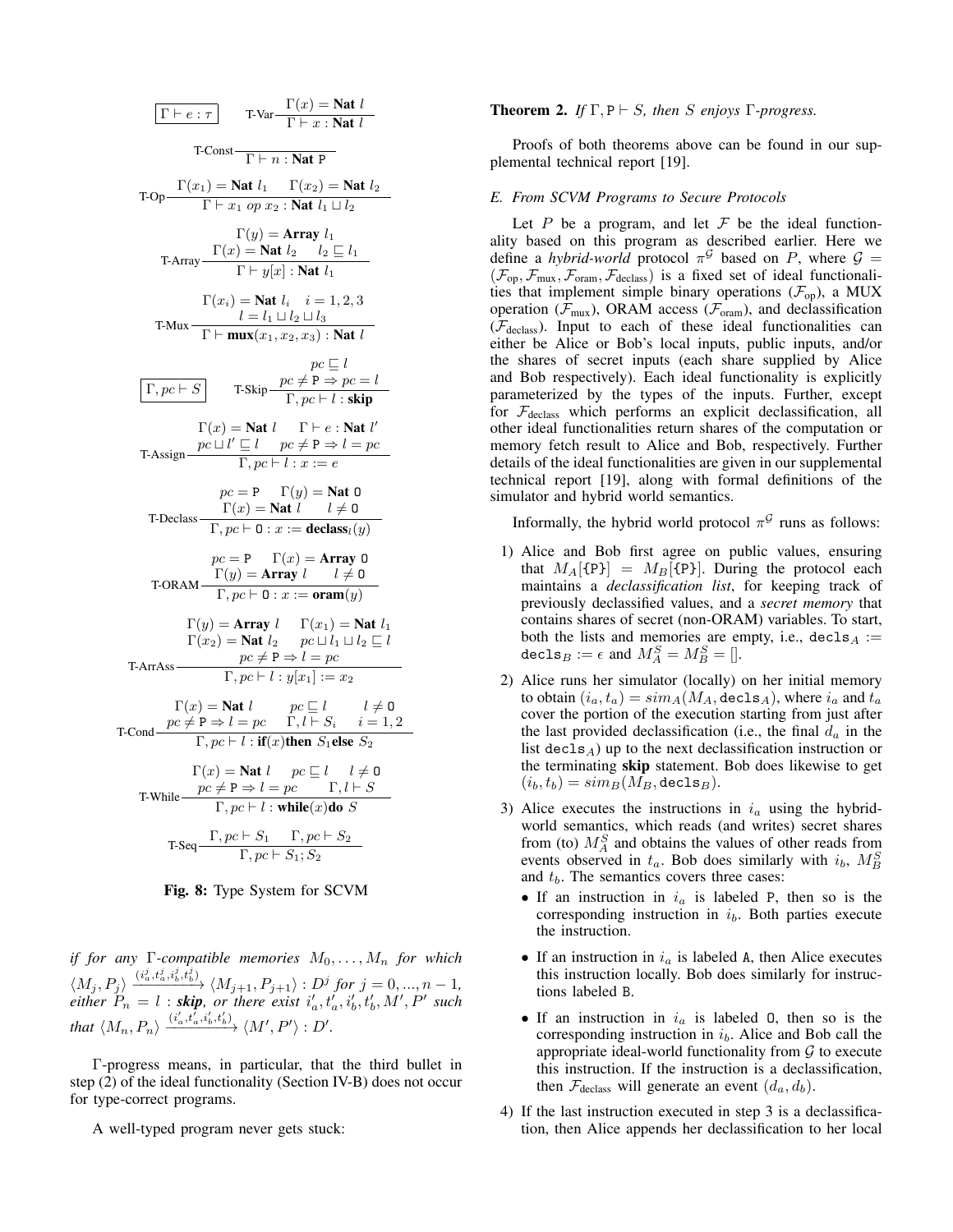$$\boxed{\Gamma \vdash e : \tau} \qquad \text{T-Var}\frac{\Gamma(x) = \textbf{Nat } l}{\Gamma \vdash x : \textbf{Nat } l}$$

$$\text{T-Const}\frac{}{\Gamma \vdash n : \textbf{Nat P}}$$

$$\text{T-Op}\frac{\Gamma(x_1) = \textbf{Nat } l_1 \quad \Gamma(x_2) = \textbf{Nat } l_2}{\Gamma \vdash x_1 \ op \ x_2 : \textbf{Nat } l_1 \sqcup l_2}$$

$$\text{T-Array}\frac{\Gamma(y) = \textbf{Array } l_1 \quad \Gamma(x) = \textbf{Nat } l_2 \quad l_2 \sqsubseteq l_1}{\Gamma \vdash y[x] : \textbf{Nat } l_1}$$

$$\text{T-Mux}\frac{\Gamma(x_i) = \textbf{Nat } l_i \quad i = 1,2,3 \quad l = l_1 \sqcup l_2 \sqcup l_3}{\Gamma \vdash \textbf{mux}(x_1, x_2, x_3) : \textbf{Nat } l}$$

$$\boxed{\Gamma, pc \vdash S} \qquad \text{T-Skip}\frac{pc \sqsubseteq l \quad pc \neq \texttt{P} \Rightarrow pc = l}{\Gamma, pc \vdash l : \textbf{skip}}$$

$$\text{T-Assign}\frac{\Gamma(x) = \textbf{Nat } l \quad \Gamma \vdash e : \textbf{Nat } l' \quad pc \sqcup l' \sqsubseteq l \quad pc \neq \texttt{P} \Rightarrow l = pc}{\Gamma, pc \vdash l : x := e}$$

$$\text{T-Declass}\frac{pc = \texttt{P} \quad \Gamma(y) = \textbf{Nat O} \quad \Gamma(x) = \textbf{Nat } l \quad l \neq \texttt{O}}{\Gamma, pc \vdash \texttt{O} : x := \textbf{declass}_l(y)}$$

$$\text{T-ORAM}\frac{pc = \texttt{P} \quad \Gamma(x) = \textbf{Array O} \quad \Gamma(y) = \textbf{Array } l \quad l \neq \texttt{O}}{\Gamma, pc \vdash \texttt{O} : x := \textbf{oram}(y)}$$

$$\text{T-ArrAss}\frac{\Gamma(y) = \textbf{Array } l \quad \Gamma(x_1) = \textbf{Nat } l_1 \quad \Gamma(x_2) = \textbf{Nat } l_2 \quad pc \sqcup l_1 \sqcup l_2 \sqsubseteq l \quad pc \neq \texttt{P} \Rightarrow l = pc}{\Gamma, pc \vdash l : y[x_1] := x_2}$$

$$\text{T-Cond}\frac{\Gamma(x) = \textbf{Nat } l \quad pc \sqsubseteq l \quad l \neq \texttt{O} \quad pc \neq \texttt{P} \Rightarrow l = pc \quad \Gamma, l \vdash S_i \quad i = 1,2}{\Gamma, pc \vdash l : \textbf{if}(x)\textbf{then } S_1 \textbf{else } S_2}$$

$$\text{T-While}\frac{\Gamma(x) = \textbf{Nat } l \quad pc \sqsubseteq l \quad l \neq \texttt{O} \quad pc \neq \texttt{P} \Rightarrow l = pc \quad \Gamma, l \vdash S}{\Gamma, pc \vdash l : \textbf{while}(x)\textbf{do } S}$$

$$\text{T-Seq}\frac{\Gamma, pc \vdash S_1 \quad \Gamma, pc \vdash S_2}{\Gamma, pc \vdash S_1; S_2}$$

**Fig. 8:** Type System for SCVM

*if for any $\Gamma$-compatible memories $M_0, \ldots, M_n$ for which $\langle M_j, P_j \rangle \xrightarrow{(i_a^j, t_a^j, i_b^j, t_b^j)} \langle M_{j+1}, P_{j+1} \rangle : D^j$ for $j = 0, ..., n-1$, either $P_n = l$ : **skip**, or there exist $i_a', t_a', i_b', t_b', M', P'$ such that $\langle M_n, P_n \rangle \xrightarrow{(i_a', t_a', i_b', t_b')} \langle M', P' \rangle : D'$.*

$\Gamma$-progress means, in particular, that the third bullet in step (2) of the ideal functionality (Section IV-B) does not occur for type-correct programs.

A well-typed program never gets stuck:

**Theorem 2.** *If $\Gamma, \texttt{P} \vdash S$, then $S$ enjoys $\Gamma$-progress.*

Proofs of both theorems above can be found in our supplemental technical report [19].

### *E. From SCVM Programs to Secure Protocols*

Let $P$ be a program, and let $\mathcal{F}$ be the ideal functionality based on this program as described earlier. Here we define a *hybrid-world* protocol $\pi^{\mathcal{G}}$ based on $P$, where $\mathcal{G} = (\mathcal{F}_{\text{op}}, \mathcal{F}_{\text{mux}}, \mathcal{F}_{\text{oram}}, \mathcal{F}_{\text{declass}})$ is a fixed set of ideal functionalities that implement simple binary operations ($\mathcal{F}_{\text{op}}$), a MUX operation ($\mathcal{F}_{\text{mux}}$), ORAM access ($\mathcal{F}_{\text{oram}}$), and declassification ($\mathcal{F}_{\text{declass}}$). Input to each of these ideal functionalities can either be Alice or Bob's local inputs, public inputs, and/or the shares of secret inputs (each share supplied by Alice and Bob respectively). Each ideal functionality is explicitly parameterized by the types of the inputs. Further, except for $\mathcal{F}_{\text{declass}}$ which performs an explicit declassification, all other ideal functionalities return shares of the computation or memory fetch result to Alice and Bob, respectively. Further details of the ideal functionalities are given in our supplemental technical report [19], along with formal definitions of the simulator and hybrid world semantics.

Informally, the hybrid world protocol $\pi^{\mathcal{G}}$ runs as follows:

1) Alice and Bob first agree on public values, ensuring that $M_A[\{\texttt{P}\}] = M_B[\{\texttt{P}\}]$. During the protocol each maintains a *declassification list*, for keeping track of previously declassified values, and a *secret memory* that contains shares of secret (non-ORAM) variables. To start, both the lists and memories are empty, i.e., $\texttt{decls}_A := \texttt{decls}_B := \epsilon$ and $M_A^S = M_B^S = []$.
2) Alice runs her simulator (locally) on her initial memory to obtain $(i_a, t_a) = sim_A(M_A, \texttt{decls}_A)$, where $i_a$ and $t_a$ cover the portion of the execution starting from just after the last provided declassification (i.e., the final $d_a$ in the list $\texttt{decls}_A$) up to the next declassification instruction or the terminating **skip** statement. Bob does likewise to get $(i_b, t_b) = sim_B(M_B, \texttt{decls}_B)$.
3) Alice executes the instructions in $i_a$ using the hybrid-world semantics, which reads (and writes) secret shares from (to) $M_A^S$ and obtains the values of other reads from events observed in $t_a$. Bob does similarly with $i_b$, $M_B^S$ and $t_b$. The semantics covers three cases:
   - If an instruction in $i_a$ is labeled P, then so is the corresponding instruction in $i_b$. Both parties execute the instruction.
   - If an instruction in $i_a$ is labeled A, then Alice executes this instruction locally. Bob does similarly for instructions labeled B.
   - If an instruction in $i_a$ is labeled O, then so is the corresponding instruction in $i_b$. Alice and Bob call the appropriate ideal-world functionality from $\mathcal{G}$ to execute this instruction. If the instruction is a declassification, then $\mathcal{F}_{\text{declass}}$ will generate an event $(d_a, d_b)$.
4) If the last instruction executed in step 3 is a declassification, then Alice appends her declassification to her local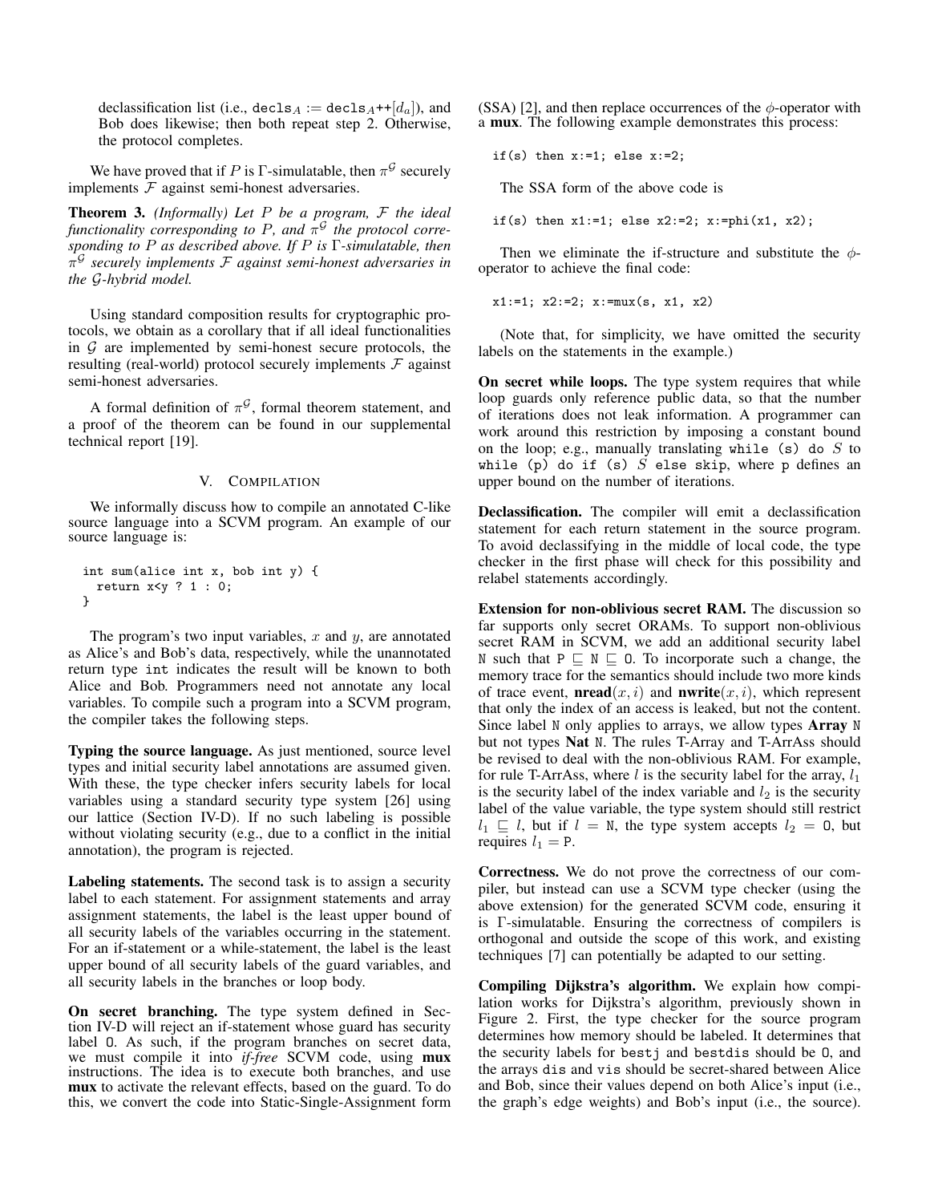declassification list (i.e., $\texttt{decls}_A := \texttt{decls}_A\texttt{++}[d_a]$), and Bob does likewise; then both repeat step 2. Otherwise, the protocol completes.

We have proved that if $P$ is $\Gamma$-simulatable, then $\pi^{\mathcal{G}}$ securely implements $\mathcal{F}$ against semi-honest adversaries.

**Theorem 3.** *(Informally) Let $P$ be a program, $\mathcal{F}$ the ideal functionality corresponding to $P$, and $\pi^{\mathcal{G}}$ the protocol corresponding to $P$ as described above. If $P$ is $\Gamma$-simulatable, then $\pi^{\mathcal{G}}$ securely implements $\mathcal{F}$ against semi-honest adversaries in the $\mathcal{G}$-hybrid model.*

Using standard composition results for cryptographic protocols, we obtain as a corollary that if all ideal functionalities in $\mathcal{G}$ are implemented by semi-honest secure protocols, the resulting (real-world) protocol securely implements $\mathcal{F}$ against semi-honest adversaries.

A formal definition of $\pi^{\mathcal{G}}$, formal theorem statement, and a proof of the theorem can be found in our supplemental technical report [19].

## V. COMPILATION

We informally discuss how to compile an annotated C-like source language into a SCVM program. An example of our source language is:

```
int sum(alice int x, bob int y) {
  return x<y ? 1 : 0;
}
```

The program's two input variables, $x$ and $y$, are annotated as Alice's and Bob's data, respectively, while the unannotated return type `int` indicates the result will be known to both Alice and Bob. Programmers need not annotate any local variables. To compile such a program into a SCVM program, the compiler takes the following steps.

**Typing the source language.** As just mentioned, source level types and initial security label annotations are assumed given. With these, the type checker infers security labels for local variables using a standard security type system [26] using our lattice (Section IV-D). If no such labeling is possible without violating security (e.g., due to a conflict in the initial annotation), the program is rejected.

**Labeling statements.** The second task is to assign a security label to each statement. For assignment statements and array assignment statements, the label is the least upper bound of all security labels of the variables occurring in the statement. For an if-statement or a while-statement, the label is the least upper bound of all security labels of the guard variables, and all security labels in the branches or loop body.

**On secret branching.** The type system defined in Section IV-D will reject an if-statement whose guard has security label O. As such, if the program branches on secret data, we must compile it into *if-free* SCVM code, using **mux** instructions. The idea is to execute both branches, and use **mux** to activate the relevant effects, based on the guard. To do this, we convert the code into Static-Single-Assignment form (SSA) [2], and then replace occurrences of the $\phi$-operator with a **mux**. The following example demonstrates this process:

```
if(s) then x:=1; else x:=2;
```

The SSA form of the above code is

```
if(s) then x1:=1; else x2:=2; x:=phi(x1, x2);
```

Then we eliminate the if-structure and substitute the $\phi$-operator to achieve the final code:

```
x1:=1; x2:=2; x:=mux(s, x1, x2)
```

(Note that, for simplicity, we have omitted the security labels on the statements in the example.)

**On secret while loops.** The type system requires that while loop guards only reference public data, so that the number of iterations does not leak information. A programmer can work around this restriction by imposing a constant bound on the loop; e.g., manually translating `while (s) do` $S$ to `while (p) do if (s)` $S$ `else skip`, where `p` defines an upper bound on the number of iterations.

**Declassification.** The compiler will emit a declassification statement for each return statement in the source program. To avoid declassifying in the middle of local code, the type checker in the first phase will check for this possibility and relabel statements accordingly.

**Extension for non-oblivious secret RAM.** The discussion so far supports only secret ORAMs. To support non-oblivious secret RAM in SCVM, we add an additional security label N such that $\texttt{P} \sqsubseteq \texttt{N} \sqsubseteq \texttt{O}$. To incorporate such a change, the memory trace for the semantics should include two more kinds of trace event, $\textbf{nread}(x, i)$ and $\textbf{nwrite}(x, i)$, which represent that only the index of an access is leaked, but not the content. Since label N only applies to arrays, we allow types **Array** N but not types **Nat** N. The rules T-Array and T-ArrAss should be revised to deal with the non-oblivious RAM. For example, for rule T-ArrAss, where $l$ is the security label for the array, $l_1$ is the security label of the index variable and $l_2$ is the security label of the value variable, the type system should still restrict $l_1 \sqsubseteq l$, but if $l = \texttt{N}$, the type system accepts $l_2 = \texttt{O}$, but requires $l_1 = \texttt{P}$.

**Correctness.** We do not prove the correctness of our compiler, but instead can use a SCVM type checker (using the above extension) for the generated SCVM code, ensuring it is $\Gamma$-simulatable. Ensuring the correctness of compilers is orthogonal and outside the scope of this work, and existing techniques [7] can potentially be adapted to our setting.

**Compiling Dijkstra's algorithm.** We explain how compilation works for Dijkstra's algorithm, previously shown in Figure 2. First, the type checker for the source program determines how memory should be labeled. It determines that the security labels for `bestj` and `bestdis` should be O, and the arrays `dis` and `vis` should be secret-shared between Alice and Bob, since their values depend on both Alice's input (i.e., the graph's edge weights) and Bob's input (i.e., the source).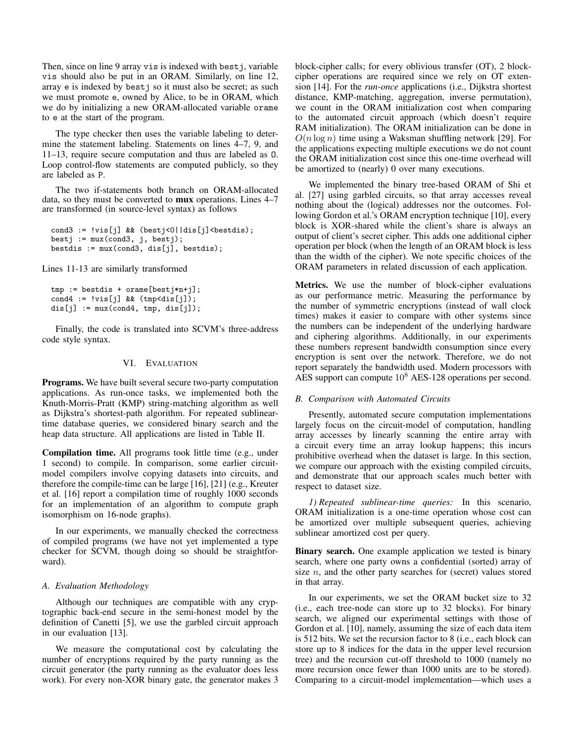Then, since on line 9 array vis is indexed with bestj, variable vis should also be put in an ORAM. Similarly, on line 12, array e is indexed by bestj so it must also be secret; as such we must promote e, owned by Alice, to be in ORAM, which we do by initializing a new ORAM-allocated variable orame to e at the start of the program.

The type checker then uses the variable labeling to determine the statement labeling. Statements on lines 4–7, 9, and 11–13, require secure computation and thus are labeled as O. Loop control-flow statements are computed publicly, so they are labeled as P.

The two if-statements both branch on ORAM-allocated data, so they must be converted to **mux** operations. Lines 4–7 are transformed (in source-level syntax) as follows

```
cond3 := !vis[j] && (bestj<0||dis[j]<bestdis);
bestj := mux(cond3, j, bestj);
bestdis := mux(cond3, dis[j], bestdis);
```

Lines 11-13 are similarly transformed

```
tmp := bestdis + orame[bestj*n+j];
cond4 := !vis[j] && (tmp<dis[j]);
dis[j] := mux(cond4, tmp, dis[j]);
```

Finally, the code is translated into SCVM's three-address code style syntax.

## VI. Evaluation

**Programs.** We have built several secure two-party computation applications. As run-once tasks, we implemented both the Knuth-Morris-Pratt (KMP) string-matching algorithm as well as Dijkstra's shortest-path algorithm. For repeated sublinear-time database queries, we considered binary search and the heap data structure. All applications are listed in Table II.

**Compilation time.** All programs took little time (e.g., under 1 second) to compile. In comparison, some earlier circuit-model compilers involve copying datasets into circuits, and therefore the compile-time can be large [16], [21] (e.g., Kreuter et al. [16] report a compilation time of roughly 1000 seconds for an implementation of an algorithm to compute graph isomorphism on 16-node graphs).

In our experiments, we manually checked the correctness of compiled programs (we have not yet implemented a type checker for SCVM, though doing so should be straightforward).

### A. Evaluation Methodology

Although our techniques are compatible with any cryptographic back-end secure in the semi-honest model by the definition of Canetti [5], we use the garbled circuit approach in our evaluation [13].

We measure the computational cost by calculating the number of encryptions required by the party running as the circuit generator (the party running as the evaluator does less work). For every non-XOR binary gate, the generator makes 3 block-cipher calls; for every oblivious transfer (OT), 2 block-cipher operations are required since we rely on OT extension [14]. For the *run-once* applications (i.e., Dijkstra shortest distance, KMP-matching, aggregation, inverse permutation), we count in the ORAM initialization cost when comparing to the automated circuit approach (which doesn't require RAM initialization). The ORAM initialization can be done in $O(n \log n)$ time using a Waksman shuffling network [29]. For the applications expecting multiple executions we do not count the ORAM initialization cost since this one-time overhead will be amortized to (nearly) 0 over many executions.

We implemented the binary tree-based ORAM of Shi et al. [27] using garbled circuits, so that array accesses reveal nothing about the (logical) addresses nor the outcomes. Following Gordon et al.'s ORAM encryption technique [10], every block is XOR-shared while the client's share is always an output of client's secret cipher. This adds one additional cipher operation per block (when the length of an ORAM block is less than the width of the cipher). We note specific choices of the ORAM parameters in related discussion of each application.

**Metrics.** We use the number of block-cipher evaluations as our performance metric. Measuring the performance by the number of symmetric encryptions (instead of wall clock times) makes it easier to compare with other systems since the numbers can be independent of the underlying hardware and ciphering algorithms. Additionally, in our experiments these numbers represent bandwidth consumption since every encryption is sent over the network. Therefore, we do not report separately the bandwidth used. Modern processors with AES support can compute $10^8$ AES-128 operations per second.

### B. Comparison with Automated Circuits

Presently, automated secure computation implementations largely focus on the circuit-model of computation, handling array accesses by linearly scanning the entire array with a circuit every time an array lookup happens; this incurs prohibitive overhead when the dataset is large. In this section, we compare our approach with the existing compiled circuits, and demonstrate that our approach scales much better with respect to dataset size.

*1) Repeated sublinear-time queries:* In this scenario, ORAM initialization is a one-time operation whose cost can be amortized over multiple subsequent queries, achieving sublinear amortized cost per query.

**Binary search.** One example application we tested is binary search, where one party owns a confidential (sorted) array of size $n$, and the other party searches for (secret) values stored in that array.

In our experiments, we set the ORAM bucket size to 32 (i.e., each tree-node can store up to 32 blocks). For binary search, we aligned our experimental settings with those of Gordon et al. [10], namely, assuming the size of each data item is 512 bits. We set the recursion factor to 8 (i.e., each block can store up to 8 indices for the data in the upper level recursion tree) and the recursion cut-off threshold to 1000 (namely no more recursion once fewer than 1000 units are to be stored). Comparing to a circuit-model implementation—which uses a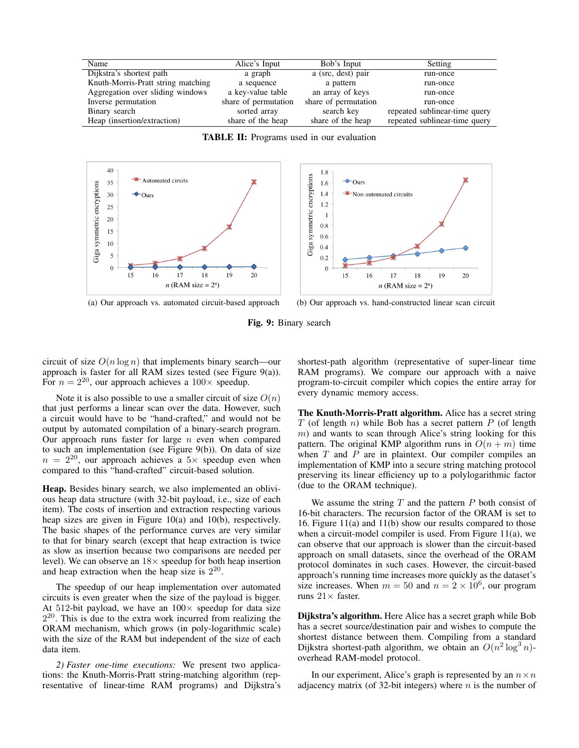| Name | Alice's Input | Bob's Input | Setting |
|---|---|---|---|
| Dijkstra's shortest path | a graph | a (src, dest) pair | run-once |
| Knuth-Morris-Pratt string matching | a sequence | a pattern | run-once |
| Aggregation over sliding windows | a key-value table | an array of keys | run-once |
| Inverse permutation | share of permutation | share of permutation | run-once |
| Binary search | sorted array | search key | repeated sublinear-time query |
| Heap (insertion/extraction) | share of the heap | share of the heap | repeated sublinear-time query |

**TABLE II:** Programs used in our evaluation

(a) Our approach vs. automated circuit-based approach

(b) Our approach vs. hand-constructed linear scan circuit

**Fig. 9:** Binary search

circuit of size $O(n \log n)$ that implements binary search—our approach is faster for all RAM sizes tested (see Figure 9(a)). For $n = 2^{20}$, our approach achieves a $100\times$ speedup.

Note it is also possible to use a smaller circuit of size $O(n)$ that just performs a linear scan over the data. However, such a circuit would have to be "hand-crafted," and would not be output by automated compilation of a binary-search program. Our approach runs faster for large $n$ even when compared to such an implementation (see Figure 9(b)). On data of size $n = 2^{20}$, our approach achieves a $5\times$ speedup even when compared to this "hand-crafted" circuit-based solution.

**Heap.** Besides binary search, we also implemented an oblivious heap data structure (with 32-bit payload, i.e., size of each item). The costs of insertion and extraction respecting various heap sizes are given in Figure 10(a) and 10(b), respectively. The basic shapes of the performance curves are very similar to that for binary search (except that heap extraction is twice as slow as insertion because two comparisons are needed per level). We can observe an $18\times$ speedup for both heap insertion and heap extraction when the heap size is $2^{20}$.

The speedup of our heap implementation over automated circuits is even greater when the size of the payload is bigger. At 512-bit payload, we have an $100\times$ speedup for data size $2^{20}$. This is due to the extra work incurred from realizing the ORAM mechanism, which grows (in poly-logarithmic scale) with the size of the RAM but independent of the size of each data item.

*2) Faster one-time executions:* We present two applications: the Knuth-Morris-Pratt string-matching algorithm (representative of linear-time RAM programs) and Dijkstra's shortest-path algorithm (representative of super-linear time RAM programs). We compare our approach with a naive program-to-circuit compiler which copies the entire array for every dynamic memory access.

**The Knuth-Morris-Pratt algorithm.** Alice has a secret string $T$ (of length $n$) while Bob has a secret pattern $P$ (of length $m$) and wants to scan through Alice's string looking for this pattern. The original KMP algorithm runs in $O(n + m)$ time when $T$ and $P$ are in plaintext. Our compiler compiles an implementation of KMP into a secure string matching protocol preserving its linear efficiency up to a polylogarithmic factor (due to the ORAM technique).

We assume the string $T$ and the pattern $P$ both consist of 16-bit characters. The recursion factor of the ORAM is set to 16. Figure 11(a) and 11(b) show our results compared to those when a circuit-model compiler is used. From Figure 11(a), we can observe that our approach is slower than the circuit-based approach on small datasets, since the overhead of the ORAM protocol dominates in such cases. However, the circuit-based approach's running time increases more quickly as the dataset's size increases. When $m = 50$ and $n = 2 \times 10^6$, our program runs $21\times$ faster.

**Dijkstra's algorithm.** Here Alice has a secret graph while Bob has a secret source/destination pair and wishes to compute the shortest distance between them. Compiling from a standard Dijkstra shortest-path algorithm, we obtain an $O(n^2 \log^3 n)$-overhead RAM-model protocol.

In our experiment, Alice's graph is represented by an $n \times n$ adjacency matrix (of 32-bit integers) where $n$ is the number of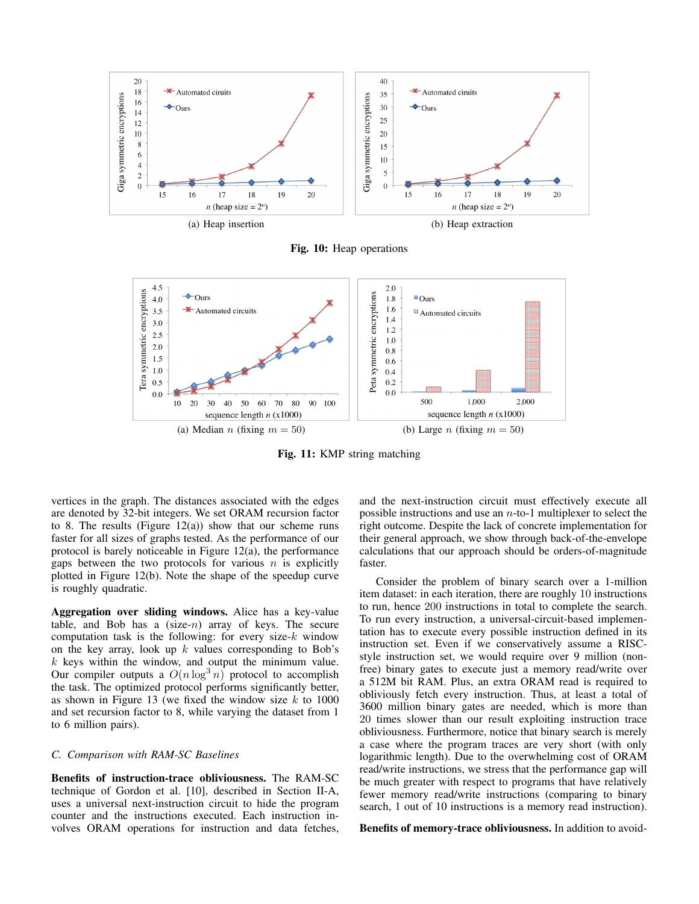(a) Heap insertion

(b) Heap extraction

**Fig. 10:** Heap operations

(a) Median $n$ (fixing $m = 50$)

(b) Large $n$ (fixing $m = 50$)

**Fig. 11:** KMP string matching

vertices in the graph. The distances associated with the edges are denoted by 32-bit integers. We set ORAM recursion factor to 8. The results (Figure 12(a)) show that our scheme runs faster for all sizes of graphs tested. As the performance of our protocol is barely noticeable in Figure 12(a), the performance gaps between the two protocols for various $n$ is explicitly plotted in Figure 12(b). Note the shape of the speedup curve is roughly quadratic.

**Aggregation over sliding windows.** Alice has a key-value table, and Bob has a (size-$n$) array of keys. The secure computation task is the following: for every size-$k$ window on the key array, look up $k$ values corresponding to Bob's $k$ keys within the window, and output the minimum value. Our compiler outputs a $O(n \log^3 n)$ protocol to accomplish the task. The optimized protocol performs significantly better, as shown in Figure 13 (we fixed the window size $k$ to 1000 and set recursion factor to 8, while varying the dataset from 1 to 6 million pairs).

### C. Comparison with RAM-SC Baselines

**Benefits of instruction-trace obliviousness.** The RAM-SC technique of Gordon et al. [10], described in Section II-A, uses a universal next-instruction circuit to hide the program counter and the instructions executed. Each instruction involves ORAM operations for instruction and data fetches, and the next-instruction circuit must effectively execute all possible instructions and use an $n$-to-1 multiplexer to select the right outcome. Despite the lack of concrete implementation for their general approach, we show through back-of-the-envelope calculations that our approach should be orders-of-magnitude faster.

Consider the problem of binary search over a 1-million item dataset: in each iteration, there are roughly 10 instructions to run, hence 200 instructions in total to complete the search. To run every instruction, a universal-circuit-based implementation has to execute every possible instruction defined in its instruction set. Even if we conservatively assume a RISC-style instruction set, we would require over 9 million (non-free) binary gates to execute just a memory read/write over a 512M bit RAM. Plus, an extra ORAM read is required to obliviously fetch every instruction. Thus, at least a total of 3600 million binary gates are needed, which is more than 20 times slower than our result exploiting instruction trace obliviousness. Furthermore, notice that binary search is merely a case where the program traces are very short (with only logarithmic length). Due to the overwhelming cost of ORAM read/write instructions, we stress that the performance gap will be much greater with respect to programs that have relatively fewer memory read/write instructions (comparing to binary search, 1 out of 10 instructions is a memory read instruction).

**Benefits of memory-trace obliviousness.** In addition to avoid-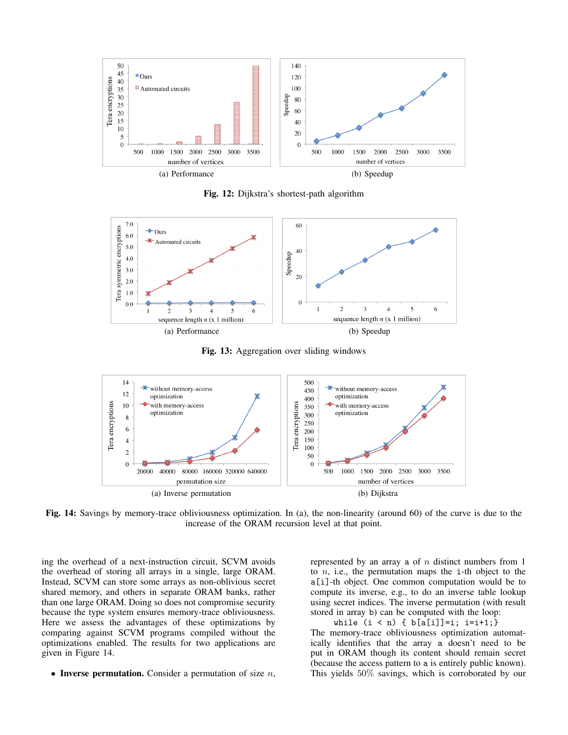(a) Performance

(b) Speedup

**Fig. 12:** Dijkstra's shortest-path algorithm

(a) Performance

(b) Speedup

**Fig. 13:** Aggregation over sliding windows

(a) Inverse permutation

(b) Dijkstra

**Fig. 14:** Savings by memory-trace obliviousness optimization. In (a), the non-linearity (around 60) of the curve is due to the increase of the ORAM recursion level at that point.

ing the overhead of a next-instruction circuit, SCVM avoids the overhead of storing all arrays in a single, large ORAM. Instead, SCVM can store some arrays as non-oblivious secret shared memory, and others in separate ORAM banks, rather than one large ORAM. Doing so does not compromise security because the type system ensures memory-trace obliviousness. Here we assess the advantages of these optimizations by comparing against SCVM programs compiled without the optimizations enabled. The results for two applications are given in Figure 14.

- **Inverse permutation.** Consider a permutation of size $n$, represented by an array `a` of $n$ distinct numbers from 1 to $n$, i.e., the permutation maps the `i`-th object to the `a[i]`-th object. One common computation would be to compute its inverse, e.g., to do an inverse table lookup using secret indices. The inverse permutation (with result stored in array `b`) can be computed with the loop:

```
while (i < n) { b[a[i]]=i; i=i+1;}
```

The memory-trace obliviousness optimization automatically identifies that the array `a` doesn't need to be put in ORAM though its content should remain secret (because the access pattern to `a` is entirely public known). This yields 50% savings, which is corroborated by our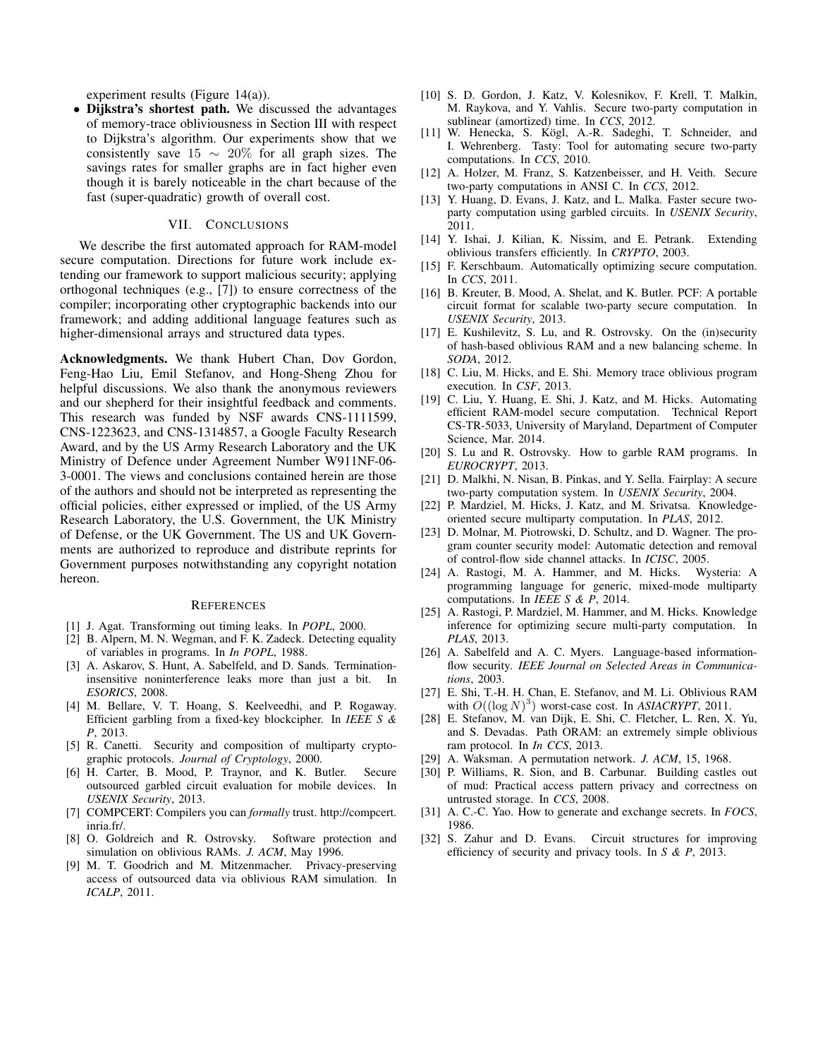experiment results (Figure 14(a)).

- **Dijkstra's shortest path.** We discussed the advantages of memory-trace obliviousness in Section III with respect to Dijkstra's algorithm. Our experiments show that we consistently save $15 \sim 20\%$ for all graph sizes. The savings rates for smaller graphs are in fact higher even though it is barely noticeable in the chart because of the fast (super-quadratic) growth of overall cost.

## VII. Conclusions

We describe the first automated approach for RAM-model secure computation. Directions for future work include extending our framework to support malicious security; applying orthogonal techniques (e.g., [7]) to ensure correctness of the compiler; incorporating other cryptographic backends into our framework; and adding additional language features such as higher-dimensional arrays and structured data types.

**Acknowledgments.** We thank Hubert Chan, Dov Gordon, Feng-Hao Liu, Emil Stefanov, and Hong-Sheng Zhou for helpful discussions. We also thank the anonymous reviewers and our shepherd for their insightful feedback and comments. This research was funded by NSF awards CNS-1111599, CNS-1223623, and CNS-1314857, a Google Faculty Research Award, and by the US Army Research Laboratory and the UK Ministry of Defence under Agreement Number W911NF-06-3-0001. The views and conclusions contained herein are those of the authors and should not be interpreted as representing the official policies, either expressed or implied, of the US Army Research Laboratory, the U.S. Government, the UK Ministry of Defense, or the UK Government. The US and UK Governments are authorized to reproduce and distribute reprints for Government purposes notwithstanding any copyright notation hereon.

## References

[1] J. Agat. Transforming out timing leaks. In *POPL*, 2000.

[2] B. Alpern, M. N. Wegman, and F. K. Zadeck. Detecting equality of variables in programs. In *In POPL*, 1988.

[3] A. Askarov, S. Hunt, A. Sabelfeld, and D. Sands. Termination-insensitive noninterference leaks more than just a bit. In *ESORICS*, 2008.

[4] M. Bellare, V. T. Hoang, S. Keelveedhi, and P. Rogaway. Efficient garbling from a fixed-key blockcipher. In *IEEE S & P*, 2013.

[5] R. Canetti. Security and composition of multiparty cryptographic protocols. *Journal of Cryptology*, 2000.

[6] H. Carter, B. Mood, P. Traynor, and K. Butler. Secure outsourced garbled circuit evaluation for mobile devices. In *USENIX Security*, 2013.

[7] COMPCERT: Compilers you can *formally* trust. http://compcert.inria.fr/.

[8] O. Goldreich and R. Ostrovsky. Software protection and simulation on oblivious RAMs. *J. ACM*, May 1996.

[9] M. T. Goodrich and M. Mitzenmacher. Privacy-preserving access of outsourced data via oblivious RAM simulation. In *ICALP*, 2011.

[10] S. D. Gordon, J. Katz, V. Kolesnikov, F. Krell, T. Malkin, M. Raykova, and Y. Vahlis. Secure two-party computation in sublinear (amortized) time. In *CCS*, 2012.

[11] W. Henecka, S. Kögl, A.-R. Sadeghi, T. Schneider, and I. Wehrenberg. Tasty: Tool for automating secure two-party computations. In *CCS*, 2010.

[12] A. Holzer, M. Franz, S. Katzenbeisser, and H. Veith. Secure two-party computations in ANSI C. In *CCS*, 2012.

[13] Y. Huang, D. Evans, J. Katz, and L. Malka. Faster secure two-party computation using garbled circuits. In *USENIX Security*, 2011.

[14] Y. Ishai, J. Kilian, K. Nissim, and E. Petrank. Extending oblivious transfers efficiently. In *CRYPTO*, 2003.

[15] F. Kerschbaum. Automatically optimizing secure computation. In *CCS*, 2011.

[16] B. Kreuter, B. Mood, A. Shelat, and K. Butler. PCF: A portable circuit format for scalable two-party secure computation. In *USENIX Security*, 2013.

[17] E. Kushilevitz, S. Lu, and R. Ostrovsky. On the (in)security of hash-based oblivious RAM and a new balancing scheme. In *SODA*, 2012.

[18] C. Liu, M. Hicks, and E. Shi. Memory trace oblivious program execution. In *CSF*, 2013.

[19] C. Liu, Y. Huang, E. Shi, J. Katz, and M. Hicks. Automating efficient RAM-model secure computation. Technical Report CS-TR-5033, University of Maryland, Department of Computer Science, Mar. 2014.

[20] S. Lu and R. Ostrovsky. How to garble RAM programs. In *EUROCRYPT*, 2013.

[21] D. Malkhi, N. Nisan, B. Pinkas, and Y. Sella. Fairplay: A secure two-party computation system. In *USENIX Security*, 2004.

[22] P. Mardziel, M. Hicks, J. Katz, and M. Srivatsa. Knowledge-oriented secure multiparty computation. In *PLAS*, 2012.

[23] D. Molnar, M. Piotrowski, D. Schultz, and D. Wagner. The program counter security model: Automatic detection and removal of control-flow side channel attacks. In *ICISC*, 2005.

[24] A. Rastogi, M. A. Hammer, and M. Hicks. Wysteria: A programming language for generic, mixed-mode multiparty computations. In *IEEE S & P*, 2014.

[25] A. Rastogi, P. Mardziel, M. Hammer, and M. Hicks. Knowledge inference for optimizing secure multi-party computation. In *PLAS*, 2013.

[26] A. Sabelfeld and A. C. Myers. Language-based information-flow security. *IEEE Journal on Selected Areas in Communications*, 2003.

[27] E. Shi, T.-H. H. Chan, E. Stefanov, and M. Li. Oblivious RAM with $O((\log N)^3)$ worst-case cost. In *ASIACRYPT*, 2011.

[28] E. Stefanov, M. van Dijk, E. Shi, C. Fletcher, L. Ren, X. Yu, and S. Devadas. Path ORAM: an extremely simple oblivious ram protocol. In *In CCS*, 2013.

[29] A. Waksman. A permutation network. *J. ACM*, 15, 1968.

[30] P. Williams, R. Sion, and B. Carbunar. Building castles out of mud: Practical access pattern privacy and correctness on untrusted storage. In *CCS*, 2008.

[31] A. C.-C. Yao. How to generate and exchange secrets. In *FOCS*, 1986.

[32] S. Zahur and D. Evans. Circuit structures for improving efficiency of security and privacy tools. In *S & P*, 2013.